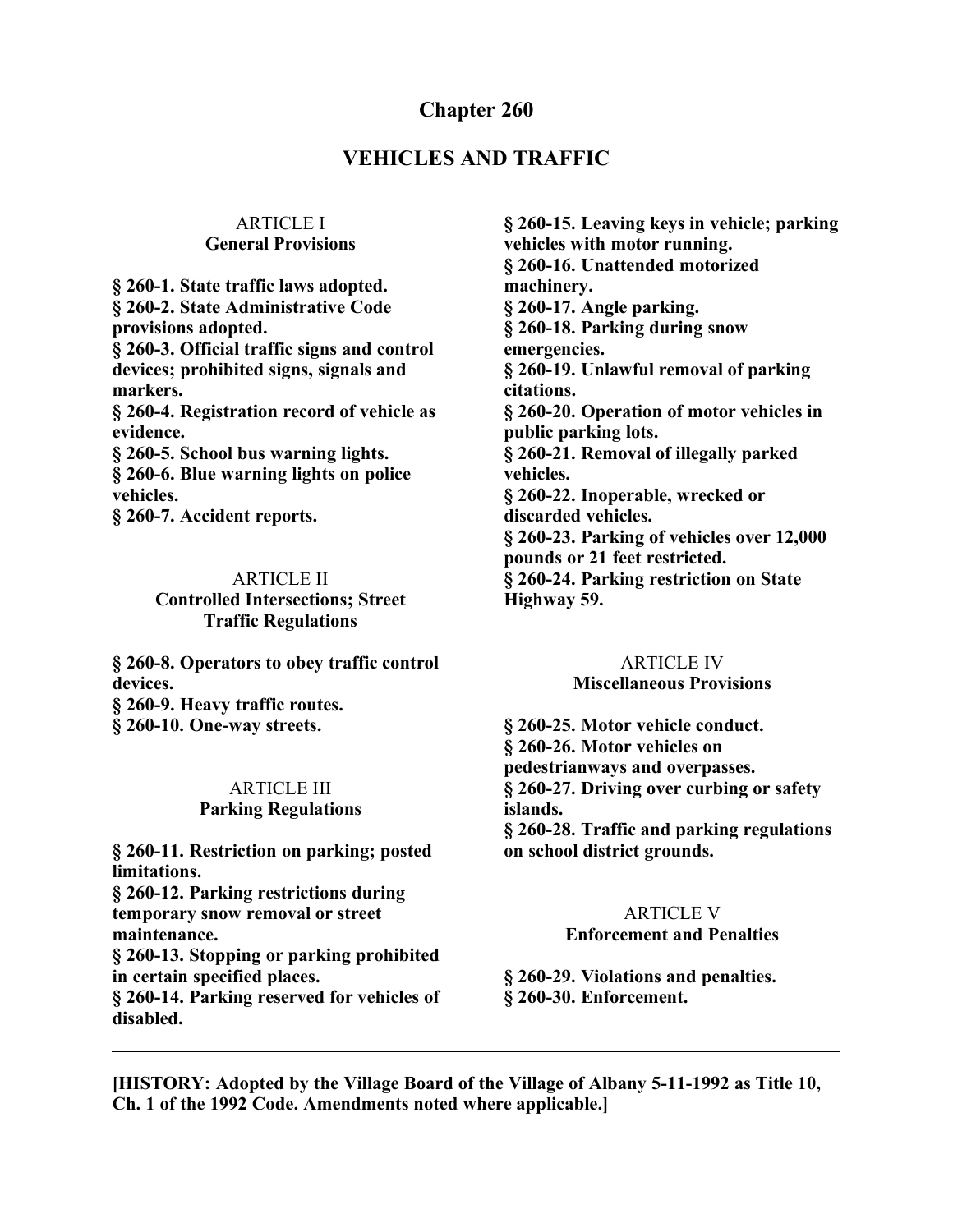# Chapter 260

## VEHICLES AND TRAFFIC

### ARTICLE I
### General Provisions

**§ 260-1. State traffic laws adopted.**
**§ 260-2. State Administrative Code provisions adopted.**
**§ 260-3. Official traffic signs and control devices; prohibited signs, signals and markers.**
**§ 260-4. Registration record of vehicle as evidence.**
**§ 260-5. School bus warning lights.**
**§ 260-6. Blue warning lights on police vehicles.**
**§ 260-7. Accident reports.**

### ARTICLE II
### Controlled Intersections; Street Traffic Regulations

**§ 260-8. Operators to obey traffic control devices.**
**§ 260-9. Heavy traffic routes.**
**§ 260-10. One-way streets.**

### ARTICLE III
### Parking Regulations

**§ 260-11. Restriction on parking; posted limitations.**
**§ 260-12. Parking restrictions during temporary snow removal or street maintenance.**
**§ 260-13. Stopping or parking prohibited in certain specified places.**
**§ 260-14. Parking reserved for vehicles of disabled.**
**§ 260-15. Leaving keys in vehicle; parking vehicles with motor running.**
**§ 260-16. Unattended motorized machinery.**
**§ 260-17. Angle parking.**
**§ 260-18. Parking during snow emergencies.**
**§ 260-19. Unlawful removal of parking citations.**
**§ 260-20. Operation of motor vehicles in public parking lots.**
**§ 260-21. Removal of illegally parked vehicles.**
**§ 260-22. Inoperable, wrecked or discarded vehicles.**
**§ 260-23. Parking of vehicles over 12,000 pounds or 21 feet restricted.**
**§ 260-24. Parking restriction on State Highway 59.**

### ARTICLE IV
### Miscellaneous Provisions

**§ 260-25. Motor vehicle conduct.**
**§ 260-26. Motor vehicles on pedestrianways and overpasses.**
**§ 260-27. Driving over curbing or safety islands.**
**§ 260-28. Traffic and parking regulations on school district grounds.**

### ARTICLE V
### Enforcement and Penalties

**§ 260-29. Violations and penalties.**
**§ 260-30. Enforcement.**

---

**[HISTORY: Adopted by the Village Board of the Village of Albany 5-11-1992 as Title 10, Ch. 1 of the 1992 Code. Amendments noted where applicable.]**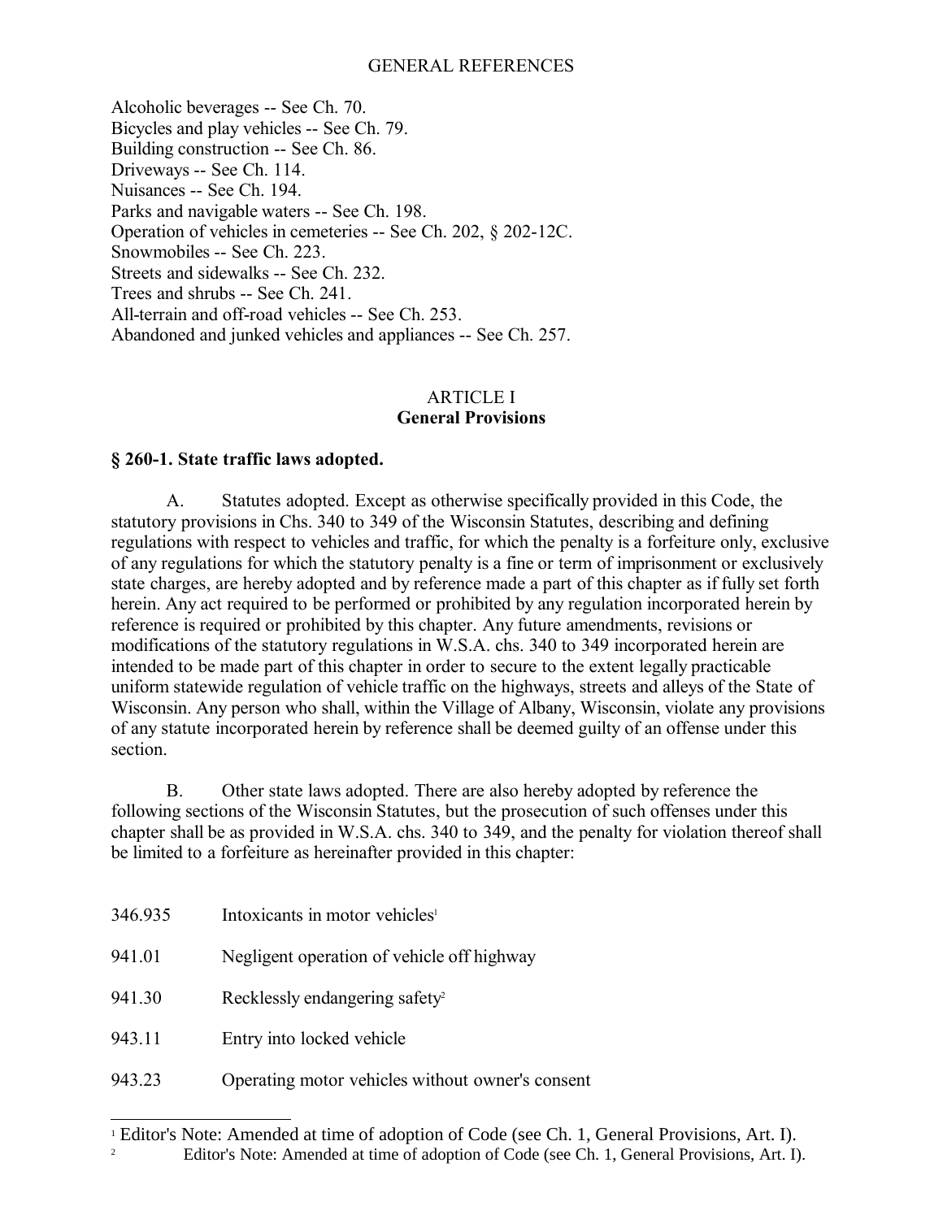## GENERAL REFERENCES

Alcoholic beverages -- See Ch. 70.
Bicycles and play vehicles -- See Ch. 79.
Building construction -- See Ch. 86.
Driveways -- See Ch. 114.
Nuisances -- See Ch. 194.
Parks and navigable waters -- See Ch. 198.
Operation of vehicles in cemeteries -- See Ch. 202, § 202-12C.
Snowmobiles -- See Ch. 223.
Streets and sidewalks -- See Ch. 232.
Trees and shrubs -- See Ch. 241.
All-terrain and off-road vehicles -- See Ch. 253.
Abandoned and junked vehicles and appliances -- See Ch. 257.

## ARTICLE I
## General Provisions

### § 260-1. State traffic laws adopted.

A. Statutes adopted. Except as otherwise specifically provided in this Code, the statutory provisions in Chs. 340 to 349 of the Wisconsin Statutes, describing and defining regulations with respect to vehicles and traffic, for which the penalty is a forfeiture only, exclusive of any regulations for which the statutory penalty is a fine or term of imprisonment or exclusively state charges, are hereby adopted and by reference made a part of this chapter as if fully set forth herein. Any act required to be performed or prohibited by any regulation incorporated herein by reference is required or prohibited by this chapter. Any future amendments, revisions or modifications of the statutory regulations in W.S.A. chs. 340 to 349 incorporated herein are intended to be made part of this chapter in order to secure to the extent legally practicable uniform statewide regulation of vehicle traffic on the highways, streets and alleys of the State of Wisconsin. Any person who shall, within the Village of Albany, Wisconsin, violate any provisions of any statute incorporated herein by reference shall be deemed guilty of an offense under this section.

B. Other state laws adopted. There are also hereby adopted by reference the following sections of the Wisconsin Statutes, but the prosecution of such offenses under this chapter shall be as provided in W.S.A. chs. 340 to 349, and the penalty for violation thereof shall be limited to a forfeiture as hereinafter provided in this chapter:

| | |
|---|---|
| 346.935 | Intoxicants in motor vehicles[1] |
| 941.01 | Negligent operation of vehicle off highway |
| 941.30 | Recklessly endangering safety[2] |
| 943.11 | Entry into locked vehicle |
| 943.23 | Operating motor vehicles without owner's consent |

[1] Editor's Note: Amended at time of adoption of Code (see Ch. 1, General Provisions, Art. I).

[2] Editor's Note: Amended at time of adoption of Code (see Ch. 1, General Provisions, Art. I).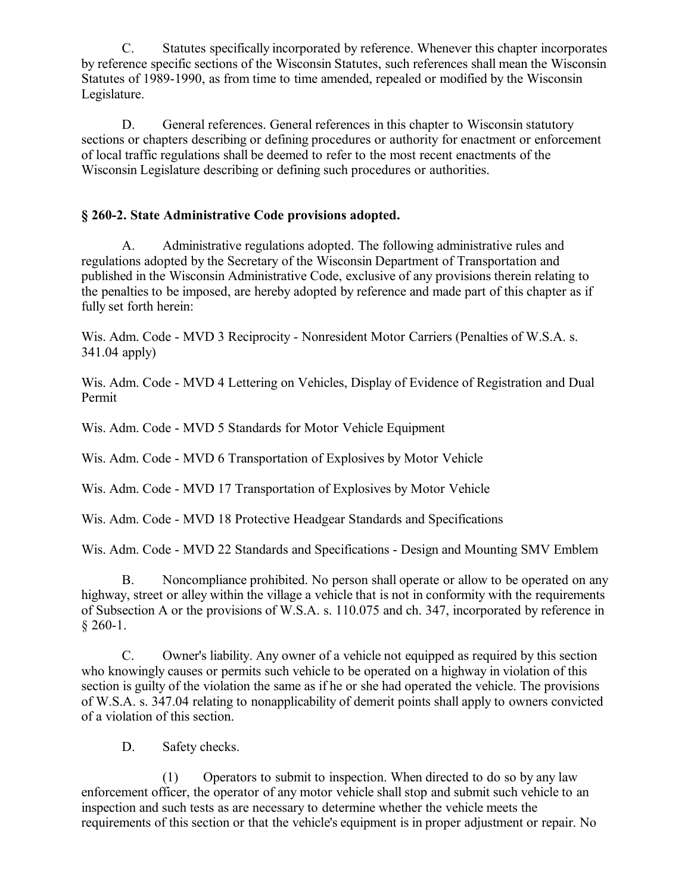C. Statutes specifically incorporated by reference. Whenever this chapter incorporates by reference specific sections of the Wisconsin Statutes, such references shall mean the Wisconsin Statutes of 1989-1990, as from time to time amended, repealed or modified by the Wisconsin Legislature.

D. General references. General references in this chapter to Wisconsin statutory sections or chapters describing or defining procedures or authority for enactment or enforcement of local traffic regulations shall be deemed to refer to the most recent enactments of the Wisconsin Legislature describing or defining such procedures or authorities.

### § 260-2. State Administrative Code provisions adopted.

A. Administrative regulations adopted. The following administrative rules and regulations adopted by the Secretary of the Wisconsin Department of Transportation and published in the Wisconsin Administrative Code, exclusive of any provisions therein relating to the penalties to be imposed, are hereby adopted by reference and made part of this chapter as if fully set forth herein:

Wis. Adm. Code - MVD 3 Reciprocity - Nonresident Motor Carriers (Penalties of W.S.A. s. 341.04 apply)

Wis. Adm. Code - MVD 4 Lettering on Vehicles, Display of Evidence of Registration and Dual Permit

Wis. Adm. Code - MVD 5 Standards for Motor Vehicle Equipment

Wis. Adm. Code - MVD 6 Transportation of Explosives by Motor Vehicle

Wis. Adm. Code - MVD 17 Transportation of Explosives by Motor Vehicle

Wis. Adm. Code - MVD 18 Protective Headgear Standards and Specifications

Wis. Adm. Code - MVD 22 Standards and Specifications - Design and Mounting SMV Emblem

B. Noncompliance prohibited. No person shall operate or allow to be operated on any highway, street or alley within the village a vehicle that is not in conformity with the requirements of Subsection A or the provisions of W.S.A. s. 110.075 and ch. 347, incorporated by reference in § 260-1.

C. Owner's liability. Any owner of a vehicle not equipped as required by this section who knowingly causes or permits such vehicle to be operated on a highway in violation of this section is guilty of the violation the same as if he or she had operated the vehicle. The provisions of W.S.A. s. 347.04 relating to nonapplicability of demerit points shall apply to owners convicted of a violation of this section.

D. Safety checks.

(1) Operators to submit to inspection. When directed to do so by any law enforcement officer, the operator of any motor vehicle shall stop and submit such vehicle to an inspection and such tests as are necessary to determine whether the vehicle meets the requirements of this section or that the vehicle's equipment is in proper adjustment or repair. No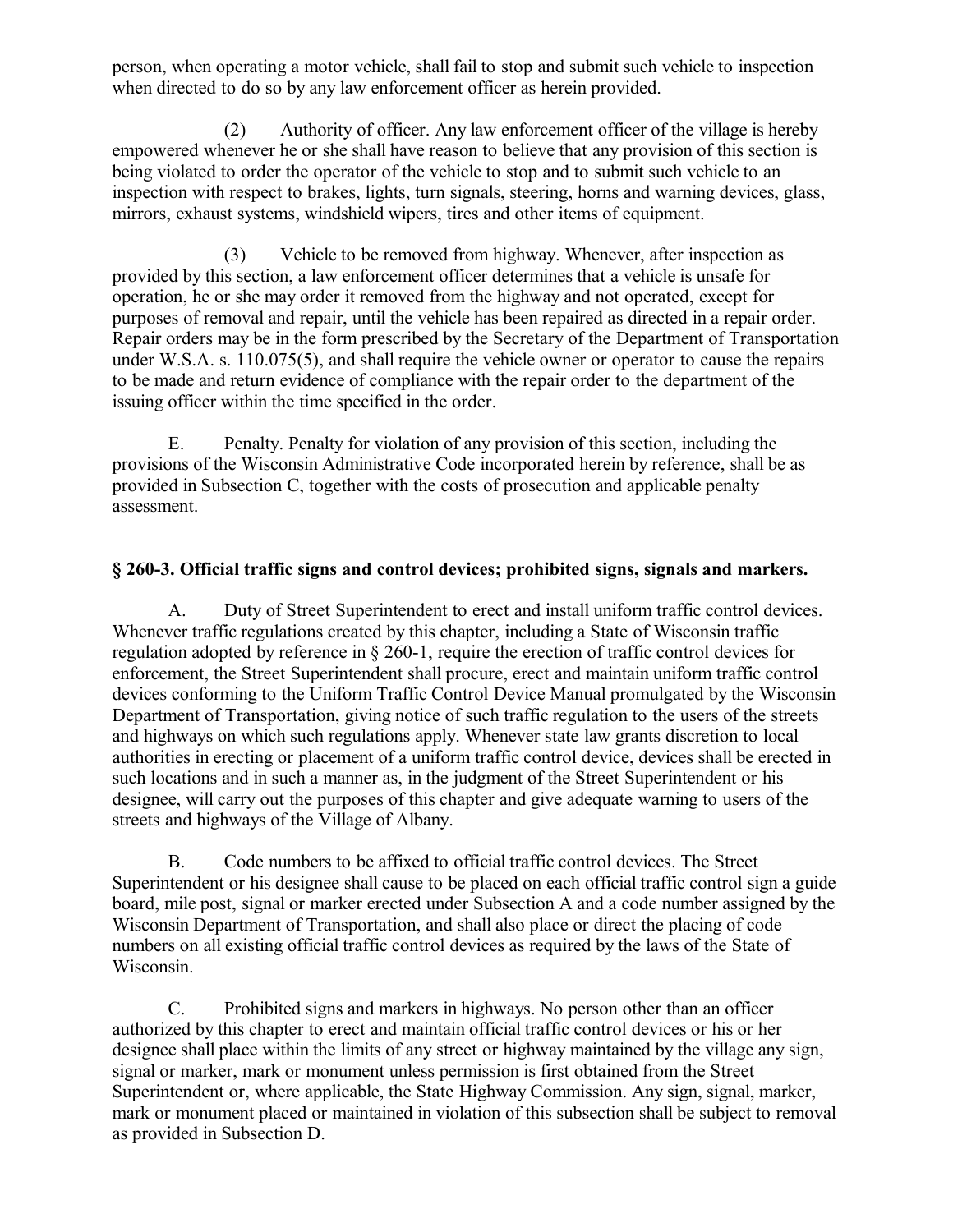person, when operating a motor vehicle, shall fail to stop and submit such vehicle to inspection when directed to do so by any law enforcement officer as herein provided.

(2) Authority of officer. Any law enforcement officer of the village is hereby empowered whenever he or she shall have reason to believe that any provision of this section is being violated to order the operator of the vehicle to stop and to submit such vehicle to an inspection with respect to brakes, lights, turn signals, steering, horns and warning devices, glass, mirrors, exhaust systems, windshield wipers, tires and other items of equipment.

(3) Vehicle to be removed from highway. Whenever, after inspection as provided by this section, a law enforcement officer determines that a vehicle is unsafe for operation, he or she may order it removed from the highway and not operated, except for purposes of removal and repair, until the vehicle has been repaired as directed in a repair order. Repair orders may be in the form prescribed by the Secretary of the Department of Transportation under W.S.A. s. 110.075(5), and shall require the vehicle owner or operator to cause the repairs to be made and return evidence of compliance with the repair order to the department of the issuing officer within the time specified in the order.

E. Penalty. Penalty for violation of any provision of this section, including the provisions of the Wisconsin Administrative Code incorporated herein by reference, shall be as provided in Subsection C, together with the costs of prosecution and applicable penalty assessment.

### § 260-3. Official traffic signs and control devices; prohibited signs, signals and markers.

A. Duty of Street Superintendent to erect and install uniform traffic control devices. Whenever traffic regulations created by this chapter, including a State of Wisconsin traffic regulation adopted by reference in § 260-1, require the erection of traffic control devices for enforcement, the Street Superintendent shall procure, erect and maintain uniform traffic control devices conforming to the Uniform Traffic Control Device Manual promulgated by the Wisconsin Department of Transportation, giving notice of such traffic regulation to the users of the streets and highways on which such regulations apply. Whenever state law grants discretion to local authorities in erecting or placement of a uniform traffic control device, devices shall be erected in such locations and in such a manner as, in the judgment of the Street Superintendent or his designee, will carry out the purposes of this chapter and give adequate warning to users of the streets and highways of the Village of Albany.

B. Code numbers to be affixed to official traffic control devices. The Street Superintendent or his designee shall cause to be placed on each official traffic control sign a guide board, mile post, signal or marker erected under Subsection A and a code number assigned by the Wisconsin Department of Transportation, and shall also place or direct the placing of code numbers on all existing official traffic control devices as required by the laws of the State of Wisconsin.

C. Prohibited signs and markers in highways. No person other than an officer authorized by this chapter to erect and maintain official traffic control devices or his or her designee shall place within the limits of any street or highway maintained by the village any sign, signal or marker, mark or monument unless permission is first obtained from the Street Superintendent or, where applicable, the State Highway Commission. Any sign, signal, marker, mark or monument placed or maintained in violation of this subsection shall be subject to removal as provided in Subsection D.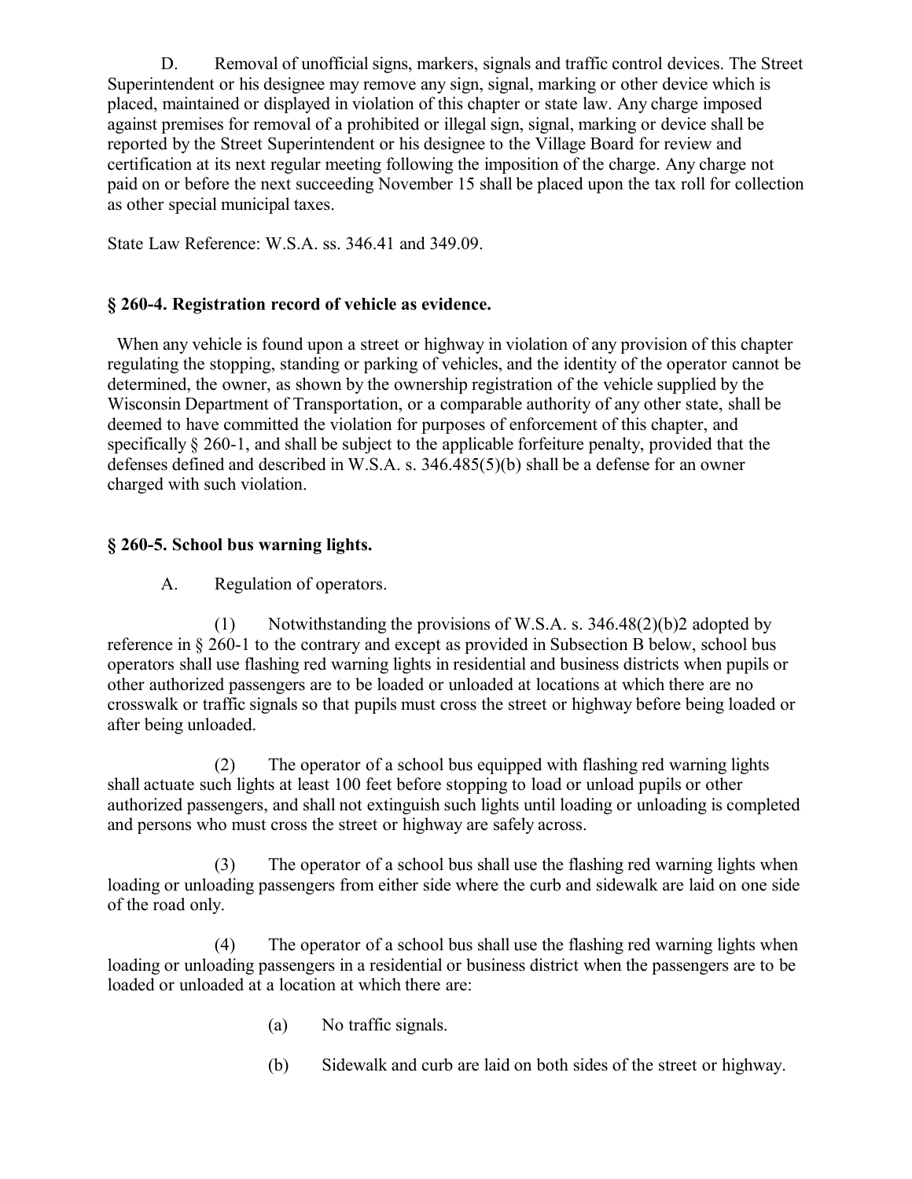D. Removal of unofficial signs, markers, signals and traffic control devices. The Street Superintendent or his designee may remove any sign, signal, marking or other device which is placed, maintained or displayed in violation of this chapter or state law. Any charge imposed against premises for removal of a prohibited or illegal sign, signal, marking or device shall be reported by the Street Superintendent or his designee to the Village Board for review and certification at its next regular meeting following the imposition of the charge. Any charge not paid on or before the next succeeding November 15 shall be placed upon the tax roll for collection as other special municipal taxes.

State Law Reference: W.S.A. ss. 346.41 and 349.09.

### § 260-4. Registration record of vehicle as evidence.

When any vehicle is found upon a street or highway in violation of any provision of this chapter regulating the stopping, standing or parking of vehicles, and the identity of the operator cannot be determined, the owner, as shown by the ownership registration of the vehicle supplied by the Wisconsin Department of Transportation, or a comparable authority of any other state, shall be deemed to have committed the violation for purposes of enforcement of this chapter, and specifically § 260-1, and shall be subject to the applicable forfeiture penalty, provided that the defenses defined and described in W.S.A. s. 346.485(5)(b) shall be a defense for an owner charged with such violation.

### § 260-5. School bus warning lights.

A. Regulation of operators.

(1) Notwithstanding the provisions of W.S.A. s. 346.48(2)(b)2 adopted by reference in § 260-1 to the contrary and except as provided in Subsection B below, school bus operators shall use flashing red warning lights in residential and business districts when pupils or other authorized passengers are to be loaded or unloaded at locations at which there are no crosswalk or traffic signals so that pupils must cross the street or highway before being loaded or after being unloaded.

(2) The operator of a school bus equipped with flashing red warning lights shall actuate such lights at least 100 feet before stopping to load or unload pupils or other authorized passengers, and shall not extinguish such lights until loading or unloading is completed and persons who must cross the street or highway are safely across.

(3) The operator of a school bus shall use the flashing red warning lights when loading or unloading passengers from either side where the curb and sidewalk are laid on one side of the road only.

(4) The operator of a school bus shall use the flashing red warning lights when loading or unloading passengers in a residential or business district when the passengers are to be loaded or unloaded at a location at which there are:

(a) No traffic signals.

(b) Sidewalk and curb are laid on both sides of the street or highway.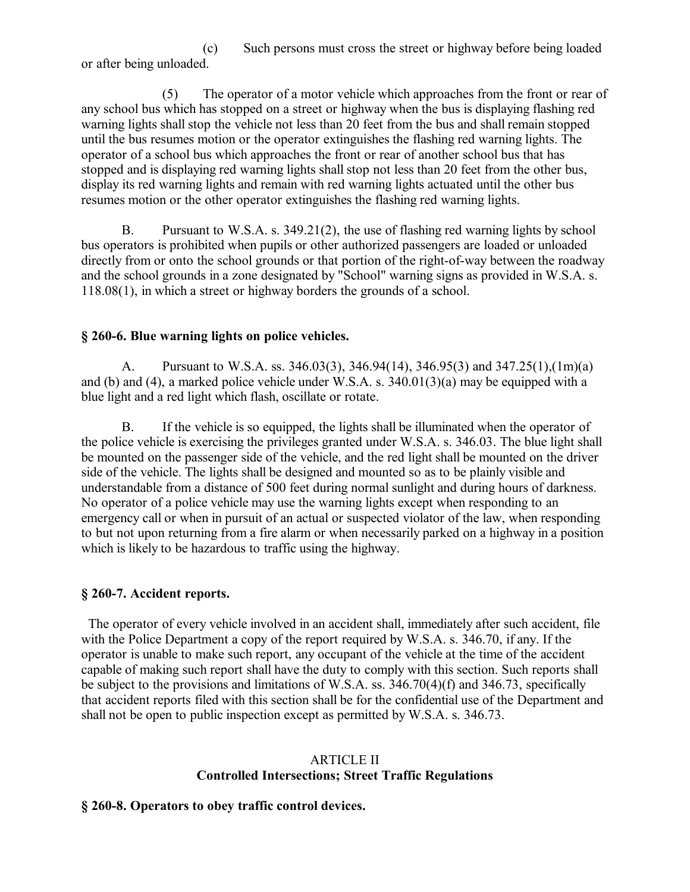(c) Such persons must cross the street or highway before being loaded or after being unloaded.

(5) The operator of a motor vehicle which approaches from the front or rear of any school bus which has stopped on a street or highway when the bus is displaying flashing red warning lights shall stop the vehicle not less than 20 feet from the bus and shall remain stopped until the bus resumes motion or the operator extinguishes the flashing red warning lights. The operator of a school bus which approaches the front or rear of another school bus that has stopped and is displaying red warning lights shall stop not less than 20 feet from the other bus, display its red warning lights and remain with red warning lights actuated until the other bus resumes motion or the other operator extinguishes the flashing red warning lights.

B. Pursuant to W.S.A. s. 349.21(2), the use of flashing red warning lights by school bus operators is prohibited when pupils or other authorized passengers are loaded or unloaded directly from or onto the school grounds or that portion of the right-of-way between the roadway and the school grounds in a zone designated by "School" warning signs as provided in W.S.A. s. 118.08(1), in which a street or highway borders the grounds of a school.

### § 260-6. Blue warning lights on police vehicles.

A. Pursuant to W.S.A. ss. 346.03(3), 346.94(14), 346.95(3) and 347.25(1),(1m)(a) and (b) and (4), a marked police vehicle under W.S.A. s. 340.01(3)(a) may be equipped with a blue light and a red light which flash, oscillate or rotate.

B. If the vehicle is so equipped, the lights shall be illuminated when the operator of the police vehicle is exercising the privileges granted under W.S.A. s. 346.03. The blue light shall be mounted on the passenger side of the vehicle, and the red light shall be mounted on the driver side of the vehicle. The lights shall be designed and mounted so as to be plainly visible and understandable from a distance of 500 feet during normal sunlight and during hours of darkness. No operator of a police vehicle may use the warning lights except when responding to an emergency call or when in pursuit of an actual or suspected violator of the law, when responding to but not upon returning from a fire alarm or when necessarily parked on a highway in a position which is likely to be hazardous to traffic using the highway.

### § 260-7. Accident reports.

The operator of every vehicle involved in an accident shall, immediately after such accident, file with the Police Department a copy of the report required by W.S.A. s. 346.70, if any. If the operator is unable to make such report, any occupant of the vehicle at the time of the accident capable of making such report shall have the duty to comply with this section. Such reports shall be subject to the provisions and limitations of W.S.A. ss. 346.70(4)(f) and 346.73, specifically that accident reports filed with this section shall be for the confidential use of the Department and shall not be open to public inspection except as permitted by W.S.A. s. 346.73.

## ARTICLE II
## Controlled Intersections; Street Traffic Regulations

### § 260-8. Operators to obey traffic control devices.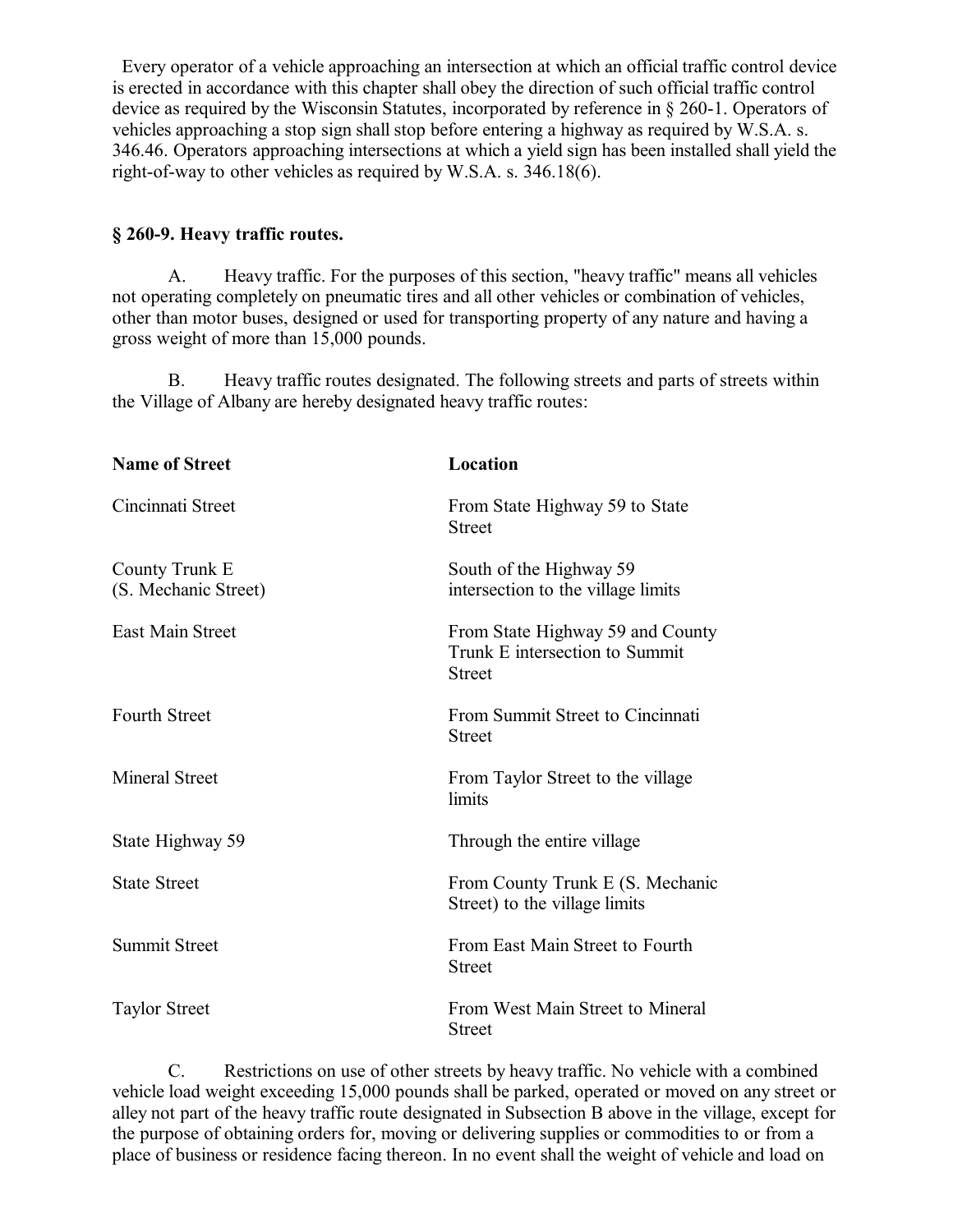Every operator of a vehicle approaching an intersection at which an official traffic control device is erected in accordance with this chapter shall obey the direction of such official traffic control device as required by the Wisconsin Statutes, incorporated by reference in § 260-1. Operators of vehicles approaching a stop sign shall stop before entering a highway as required by W.S.A. s. 346.46. Operators approaching intersections at which a yield sign has been installed shall yield the right-of-way to other vehicles as required by W.S.A. s. 346.18(6).

### § 260-9. Heavy traffic routes.

A. Heavy traffic. For the purposes of this section, "heavy traffic" means all vehicles not operating completely on pneumatic tires and all other vehicles or combination of vehicles, other than motor buses, designed or used for transporting property of any nature and having a gross weight of more than 15,000 pounds.

B. Heavy traffic routes designated. The following streets and parts of streets within the Village of Albany are hereby designated heavy traffic routes:

| Name of Street | Location |
|---|---|
| Cincinnati Street | From State Highway 59 to State Street |
| County Trunk E (S. Mechanic Street) | South of the Highway 59 intersection to the village limits |
| East Main Street | From State Highway 59 and County Trunk E intersection to Summit Street |
| Fourth Street | From Summit Street to Cincinnati Street |
| Mineral Street | From Taylor Street to the village limits |
| State Highway 59 | Through the entire village |
| State Street | From County Trunk E (S. Mechanic Street) to the village limits |
| Summit Street | From East Main Street to Fourth Street |
| Taylor Street | From West Main Street to Mineral Street |

C. Restrictions on use of other streets by heavy traffic. No vehicle with a combined vehicle load weight exceeding 15,000 pounds shall be parked, operated or moved on any street or alley not part of the heavy traffic route designated in Subsection B above in the village, except for the purpose of obtaining orders for, moving or delivering supplies or commodities to or from a place of business or residence facing thereon. In no event shall the weight of vehicle and load on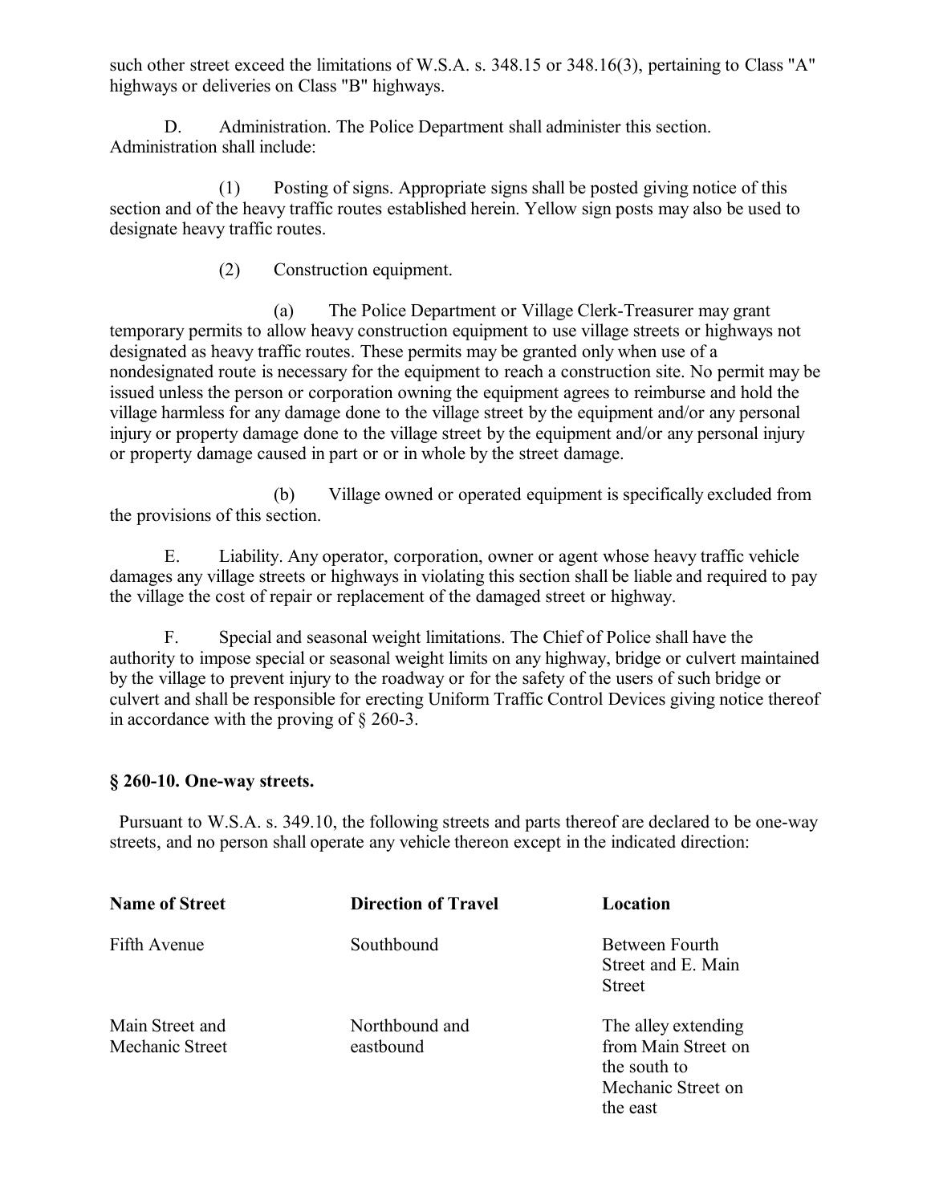such other street exceed the limitations of W.S.A. s. 348.15 or 348.16(3), pertaining to Class "A" highways or deliveries on Class "B" highways.

D. Administration. The Police Department shall administer this section. Administration shall include:

(1) Posting of signs. Appropriate signs shall be posted giving notice of this section and of the heavy traffic routes established herein. Yellow sign posts may also be used to designate heavy traffic routes.

(2) Construction equipment.

(a) The Police Department or Village Clerk-Treasurer may grant temporary permits to allow heavy construction equipment to use village streets or highways not designated as heavy traffic routes. These permits may be granted only when use of a nondesignated route is necessary for the equipment to reach a construction site. No permit may be issued unless the person or corporation owning the equipment agrees to reimburse and hold the village harmless for any damage done to the village street by the equipment and/or any personal injury or property damage done to the village street by the equipment and/or any personal injury or property damage caused in part or or in whole by the street damage.

(b) Village owned or operated equipment is specifically excluded from the provisions of this section.

E. Liability. Any operator, corporation, owner or agent whose heavy traffic vehicle damages any village streets or highways in violating this section shall be liable and required to pay the village the cost of repair or replacement of the damaged street or highway.

F. Special and seasonal weight limitations. The Chief of Police shall have the authority to impose special or seasonal weight limits on any highway, bridge or culvert maintained by the village to prevent injury to the roadway or for the safety of the users of such bridge or culvert and shall be responsible for erecting Uniform Traffic Control Devices giving notice thereof in accordance with the proving of § 260-3.

### § 260-10. One-way streets.

Pursuant to W.S.A. s. 349.10, the following streets and parts thereof are declared to be one-way streets, and no person shall operate any vehicle thereon except in the indicated direction:

| Name of Street | Direction of Travel | Location |
|---|---|---|
| Fifth Avenue | Southbound | Between Fourth Street and E. Main Street |
| Main Street and Mechanic Street | Northbound and eastbound | The alley extending from Main Street on the south to Mechanic Street on the east |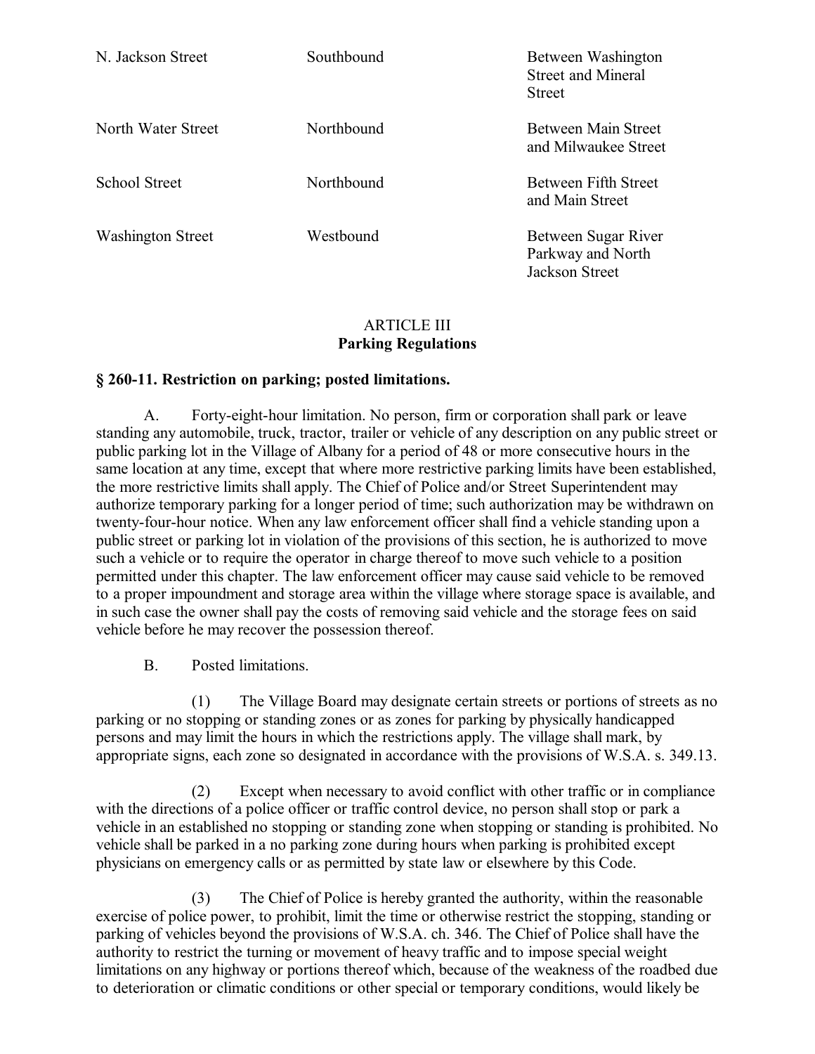| | | |
|---|---|---|
| N. Jackson Street | Southbound | Between Washington Street and Mineral Street |
| North Water Street | Northbound | Between Main Street and Milwaukee Street |
| School Street | Northbound | Between Fifth Street and Main Street |
| Washington Street | Westbound | Between Sugar River Parkway and North Jackson Street |

## ARTICLE III
## Parking Regulations

### § 260-11. Restriction on parking; posted limitations.

A. Forty-eight-hour limitation. No person, firm or corporation shall park or leave standing any automobile, truck, tractor, trailer or vehicle of any description on any public street or public parking lot in the Village of Albany for a period of 48 or more consecutive hours in the same location at any time, except that where more restrictive parking limits have been established, the more restrictive limits shall apply. The Chief of Police and/or Street Superintendent may authorize temporary parking for a longer period of time; such authorization may be withdrawn on twenty-four-hour notice. When any law enforcement officer shall find a vehicle standing upon a public street or parking lot in violation of the provisions of this section, he is authorized to move such a vehicle or to require the operator in charge thereof to move such vehicle to a position permitted under this chapter. The law enforcement officer may cause said vehicle to be removed to a proper impoundment and storage area within the village where storage space is available, and in such case the owner shall pay the costs of removing said vehicle and the storage fees on said vehicle before he may recover the possession thereof.

B. Posted limitations.

(1) The Village Board may designate certain streets or portions of streets as no parking or no stopping or standing zones or as zones for parking by physically handicapped persons and may limit the hours in which the restrictions apply. The village shall mark, by appropriate signs, each zone so designated in accordance with the provisions of W.S.A. s. 349.13.

(2) Except when necessary to avoid conflict with other traffic or in compliance with the directions of a police officer or traffic control device, no person shall stop or park a vehicle in an established no stopping or standing zone when stopping or standing is prohibited. No vehicle shall be parked in a no parking zone during hours when parking is prohibited except physicians on emergency calls or as permitted by state law or elsewhere by this Code.

(3) The Chief of Police is hereby granted the authority, within the reasonable exercise of police power, to prohibit, limit the time or otherwise restrict the stopping, standing or parking of vehicles beyond the provisions of W.S.A. ch. 346. The Chief of Police shall have the authority to restrict the turning or movement of heavy traffic and to impose special weight limitations on any highway or portions thereof which, because of the weakness of the roadbed due to deterioration or climatic conditions or other special or temporary conditions, would likely be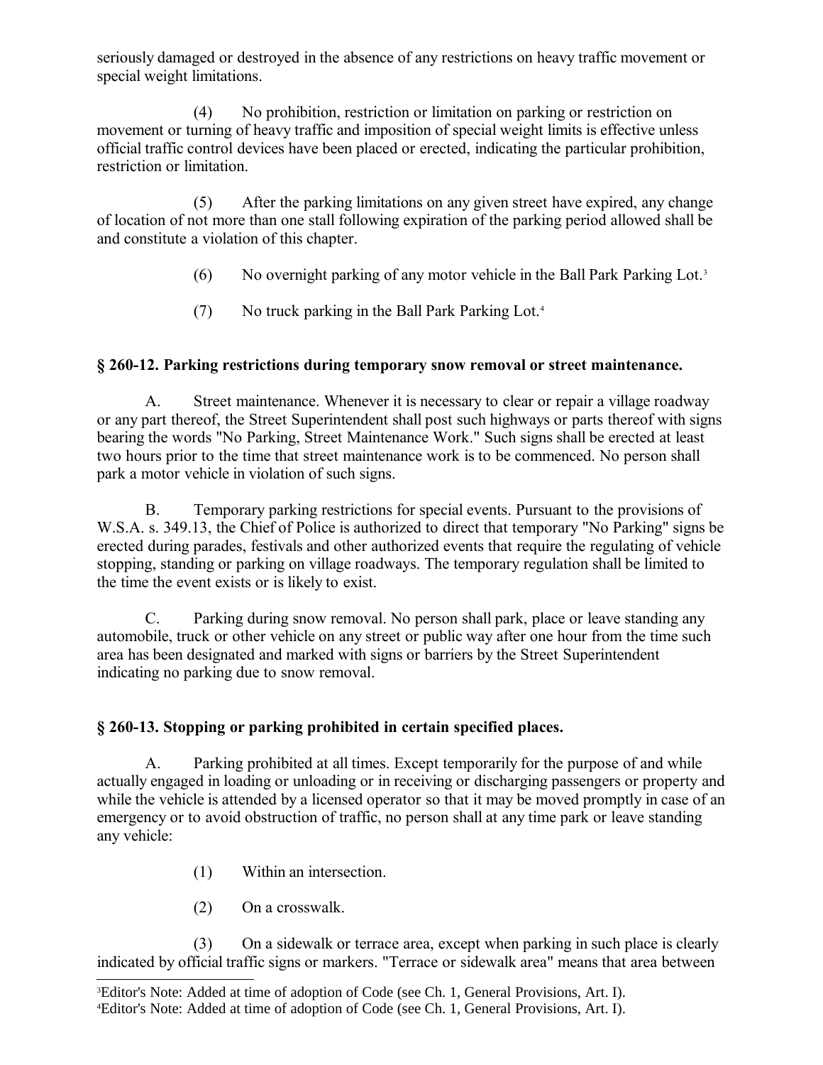seriously damaged or destroyed in the absence of any restrictions on heavy traffic movement or special weight limitations.

(4) No prohibition, restriction or limitation on parking or restriction on movement or turning of heavy traffic and imposition of special weight limits is effective unless official traffic control devices have been placed or erected, indicating the particular prohibition, restriction or limitation.

(5) After the parking limitations on any given street have expired, any change of location of not more than one stall following expiration of the parking period allowed shall be and constitute a violation of this chapter.

(6) No overnight parking of any motor vehicle in the Ball Park Parking Lot.[3]

(7) No truck parking in the Ball Park Parking Lot.[4]

### § 260-12. Parking restrictions during temporary snow removal or street maintenance.

A. Street maintenance. Whenever it is necessary to clear or repair a village roadway or any part thereof, the Street Superintendent shall post such highways or parts thereof with signs bearing the words "No Parking, Street Maintenance Work." Such signs shall be erected at least two hours prior to the time that street maintenance work is to be commenced. No person shall park a motor vehicle in violation of such signs.

B. Temporary parking restrictions for special events. Pursuant to the provisions of W.S.A. s. 349.13, the Chief of Police is authorized to direct that temporary "No Parking" signs be erected during parades, festivals and other authorized events that require the regulating of vehicle stopping, standing or parking on village roadways. The temporary regulation shall be limited to the time the event exists or is likely to exist.

C. Parking during snow removal. No person shall park, place or leave standing any automobile, truck or other vehicle on any street or public way after one hour from the time such area has been designated and marked with signs or barriers by the Street Superintendent indicating no parking due to snow removal.

### § 260-13. Stopping or parking prohibited in certain specified places.

A. Parking prohibited at all times. Except temporarily for the purpose of and while actually engaged in loading or unloading or in receiving or discharging passengers or property and while the vehicle is attended by a licensed operator so that it may be moved promptly in case of an emergency or to avoid obstruction of traffic, no person shall at any time park or leave standing any vehicle:

(1) Within an intersection.

(2) On a crosswalk.

(3) On a sidewalk or terrace area, except when parking in such place is clearly indicated by official traffic signs or markers. "Terrace or sidewalk area" means that area between

---

[3] Editor's Note: Added at time of adoption of Code (see Ch. 1, General Provisions, Art. I).

[4] Editor's Note: Added at time of adoption of Code (see Ch. 1, General Provisions, Art. I).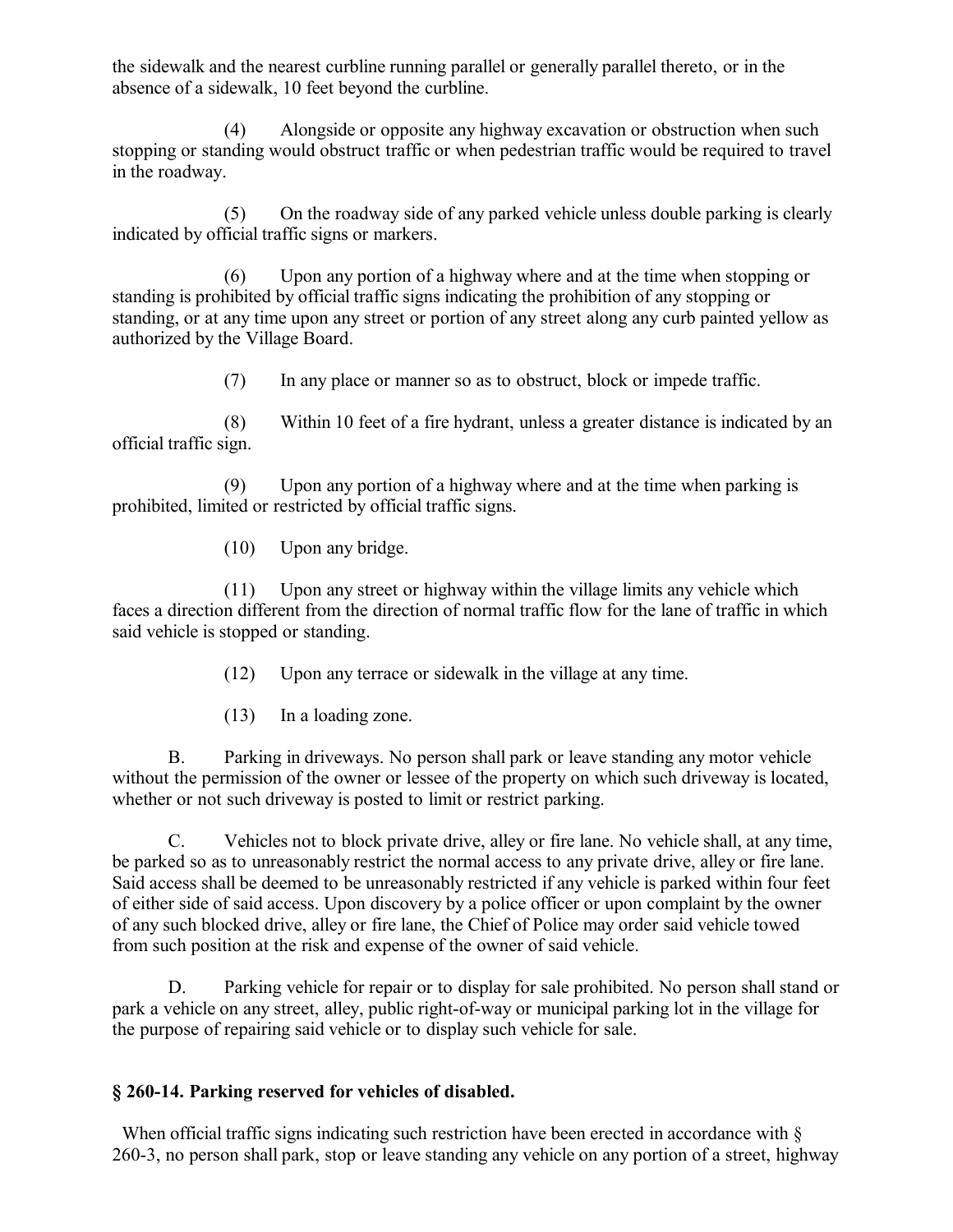the sidewalk and the nearest curbline running parallel or generally parallel thereto, or in the absence of a sidewalk, 10 feet beyond the curbline.

(4) Alongside or opposite any highway excavation or obstruction when such stopping or standing would obstruct traffic or when pedestrian traffic would be required to travel in the roadway.

(5) On the roadway side of any parked vehicle unless double parking is clearly indicated by official traffic signs or markers.

(6) Upon any portion of a highway where and at the time when stopping or standing is prohibited by official traffic signs indicating the prohibition of any stopping or standing, or at any time upon any street or portion of any street along any curb painted yellow as authorized by the Village Board.

(7) In any place or manner so as to obstruct, block or impede traffic.

(8) Within 10 feet of a fire hydrant, unless a greater distance is indicated by an official traffic sign.

(9) Upon any portion of a highway where and at the time when parking is prohibited, limited or restricted by official traffic signs.

(10) Upon any bridge.

(11) Upon any street or highway within the village limits any vehicle which faces a direction different from the direction of normal traffic flow for the lane of traffic in which said vehicle is stopped or standing.

(12) Upon any terrace or sidewalk in the village at any time.

(13) In a loading zone.

B. Parking in driveways. No person shall park or leave standing any motor vehicle without the permission of the owner or lessee of the property on which such driveway is located, whether or not such driveway is posted to limit or restrict parking.

C. Vehicles not to block private drive, alley or fire lane. No vehicle shall, at any time, be parked so as to unreasonably restrict the normal access to any private drive, alley or fire lane. Said access shall be deemed to be unreasonably restricted if any vehicle is parked within four feet of either side of said access. Upon discovery by a police officer or upon complaint by the owner of any such blocked drive, alley or fire lane, the Chief of Police may order said vehicle towed from such position at the risk and expense of the owner of said vehicle.

D. Parking vehicle for repair or to display for sale prohibited. No person shall stand or park a vehicle on any street, alley, public right-of-way or municipal parking lot in the village for the purpose of repairing said vehicle or to display such vehicle for sale.

## § 260-14. Parking reserved for vehicles of disabled.

When official traffic signs indicating such restriction have been erected in accordance with § 260-3, no person shall park, stop or leave standing any vehicle on any portion of a street, highway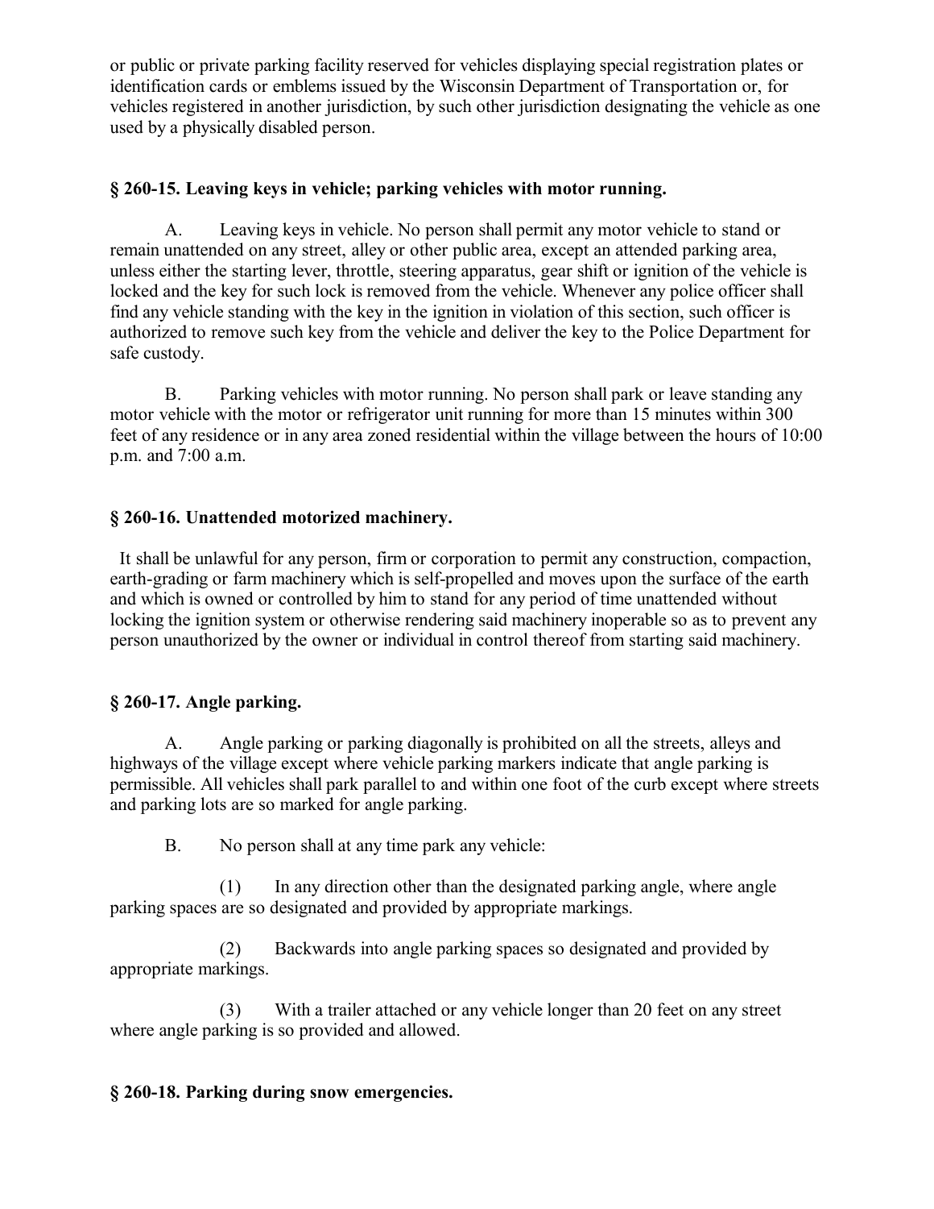or public or private parking facility reserved for vehicles displaying special registration plates or identification cards or emblems issued by the Wisconsin Department of Transportation or, for vehicles registered in another jurisdiction, by such other jurisdiction designating the vehicle as one used by a physically disabled person.

### § 260-15. Leaving keys in vehicle; parking vehicles with motor running.

A. Leaving keys in vehicle. No person shall permit any motor vehicle to stand or remain unattended on any street, alley or other public area, except an attended parking area, unless either the starting lever, throttle, steering apparatus, gear shift or ignition of the vehicle is locked and the key for such lock is removed from the vehicle. Whenever any police officer shall find any vehicle standing with the key in the ignition in violation of this section, such officer is authorized to remove such key from the vehicle and deliver the key to the Police Department for safe custody.

B. Parking vehicles with motor running. No person shall park or leave standing any motor vehicle with the motor or refrigerator unit running for more than 15 minutes within 300 feet of any residence or in any area zoned residential within the village between the hours of 10:00 p.m. and 7:00 a.m.

### § 260-16. Unattended motorized machinery.

It shall be unlawful for any person, firm or corporation to permit any construction, compaction, earth-grading or farm machinery which is self-propelled and moves upon the surface of the earth and which is owned or controlled by him to stand for any period of time unattended without locking the ignition system or otherwise rendering said machinery inoperable so as to prevent any person unauthorized by the owner or individual in control thereof from starting said machinery.

### § 260-17. Angle parking.

A. Angle parking or parking diagonally is prohibited on all the streets, alleys and highways of the village except where vehicle parking markers indicate that angle parking is permissible. All vehicles shall park parallel to and within one foot of the curb except where streets and parking lots are so marked for angle parking.

B. No person shall at any time park any vehicle:

(1) In any direction other than the designated parking angle, where angle parking spaces are so designated and provided by appropriate markings.

(2) Backwards into angle parking spaces so designated and provided by appropriate markings.

(3) With a trailer attached or any vehicle longer than 20 feet on any street where angle parking is so provided and allowed.

### § 260-18. Parking during snow emergencies.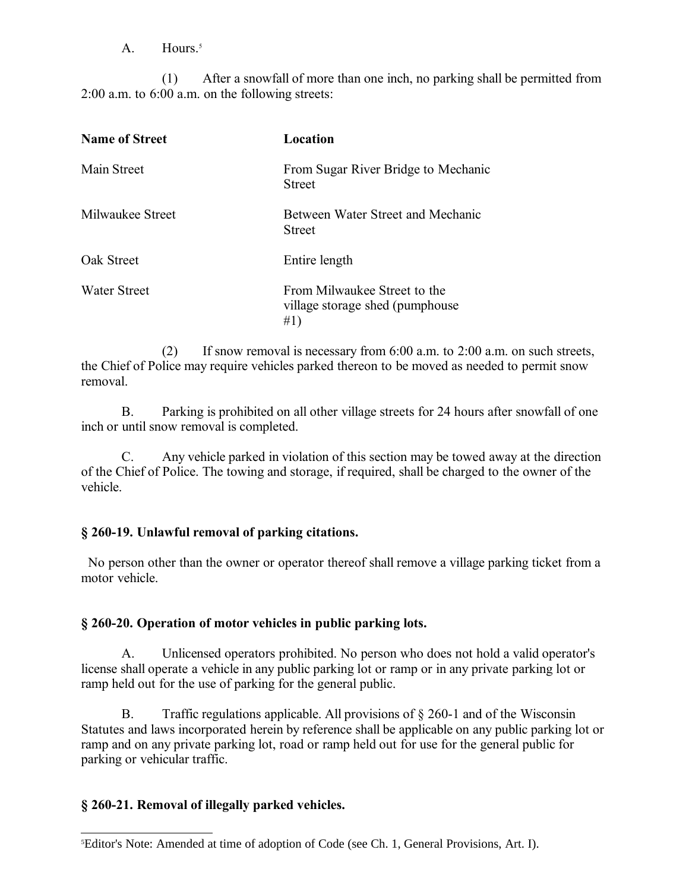A. Hours.[5]

(1) After a snowfall of more than one inch, no parking shall be permitted from 2:00 a.m. to 6:00 a.m. on the following streets:

| Name of Street | Location |
|---|---|
| Main Street | From Sugar River Bridge to Mechanic Street |
| Milwaukee Street | Between Water Street and Mechanic Street |
| Oak Street | Entire length |
| Water Street | From Milwaukee Street to the village storage shed (pumphouse #1) |

(2) If snow removal is necessary from 6:00 a.m. to 2:00 a.m. on such streets, the Chief of Police may require vehicles parked thereon to be moved as needed to permit snow removal.

B. Parking is prohibited on all other village streets for 24 hours after snowfall of one inch or until snow removal is completed.

C. Any vehicle parked in violation of this section may be towed away at the direction of the Chief of Police. The towing and storage, if required, shall be charged to the owner of the vehicle.

### § 260-19. Unlawful removal of parking citations.

No person other than the owner or operator thereof shall remove a village parking ticket from a motor vehicle.

### § 260-20. Operation of motor vehicles in public parking lots.

A. Unlicensed operators prohibited. No person who does not hold a valid operator's license shall operate a vehicle in any public parking lot or ramp or in any private parking lot or ramp held out for the use of parking for the general public.

B. Traffic regulations applicable. All provisions of § 260-1 and of the Wisconsin Statutes and laws incorporated herein by reference shall be applicable on any public parking lot or ramp and on any private parking lot, road or ramp held out for use for the general public for parking or vehicular traffic.

### § 260-21. Removal of illegally parked vehicles.

[5] Editor's Note: Amended at time of adoption of Code (see Ch. 1, General Provisions, Art. I).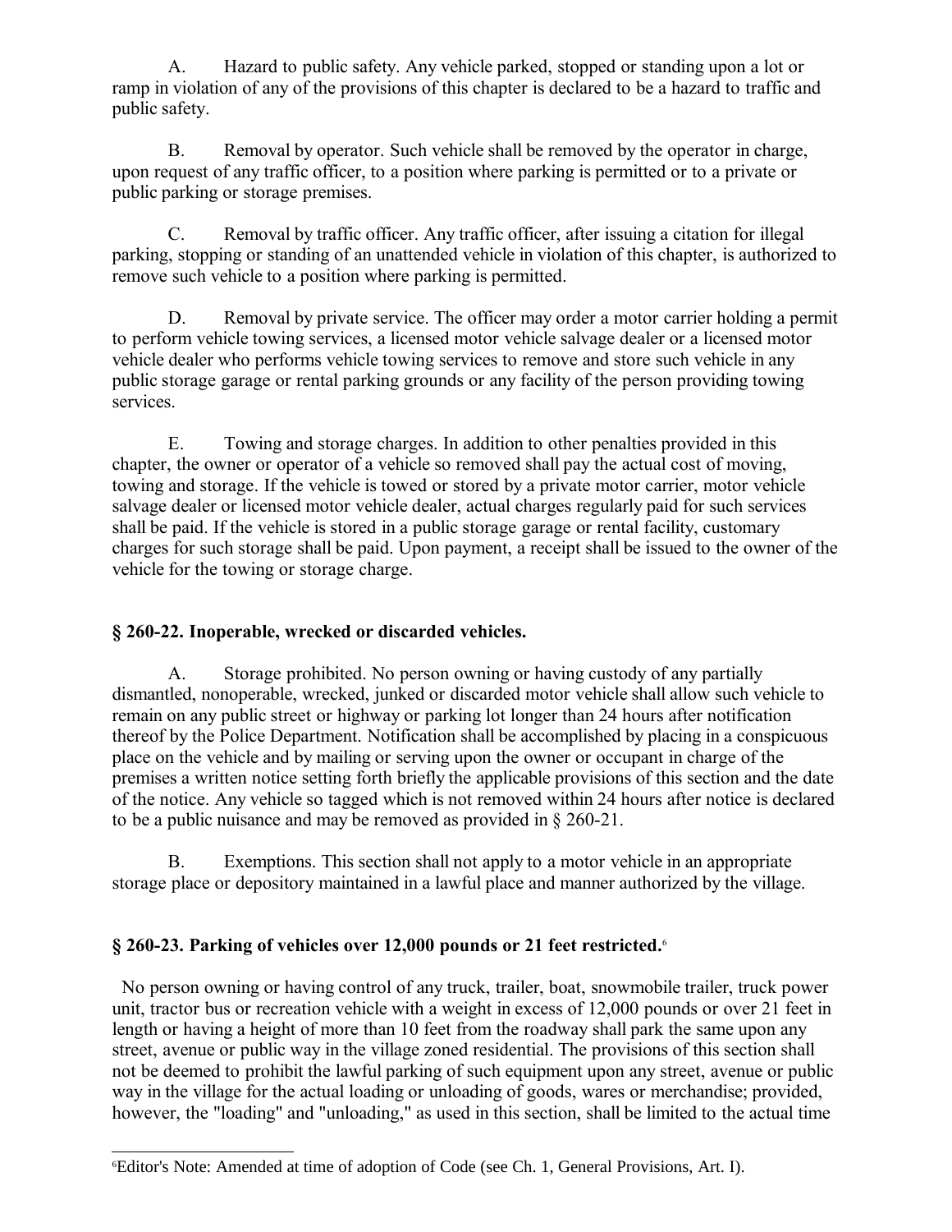A. Hazard to public safety. Any vehicle parked, stopped or standing upon a lot or ramp in violation of any of the provisions of this chapter is declared to be a hazard to traffic and public safety.

B. Removal by operator. Such vehicle shall be removed by the operator in charge, upon request of any traffic officer, to a position where parking is permitted or to a private or public parking or storage premises.

C. Removal by traffic officer. Any traffic officer, after issuing a citation for illegal parking, stopping or standing of an unattended vehicle in violation of this chapter, is authorized to remove such vehicle to a position where parking is permitted.

D. Removal by private service. The officer may order a motor carrier holding a permit to perform vehicle towing services, a licensed motor vehicle salvage dealer or a licensed motor vehicle dealer who performs vehicle towing services to remove and store such vehicle in any public storage garage or rental parking grounds or any facility of the person providing towing services.

E. Towing and storage charges. In addition to other penalties provided in this chapter, the owner or operator of a vehicle so removed shall pay the actual cost of moving, towing and storage. If the vehicle is towed or stored by a private motor carrier, motor vehicle salvage dealer or licensed motor vehicle dealer, actual charges regularly paid for such services shall be paid. If the vehicle is stored in a public storage garage or rental facility, customary charges for such storage shall be paid. Upon payment, a receipt shall be issued to the owner of the vehicle for the towing or storage charge.

### § 260-22. Inoperable, wrecked or discarded vehicles.

A. Storage prohibited. No person owning or having custody of any partially dismantled, nonoperable, wrecked, junked or discarded motor vehicle shall allow such vehicle to remain on any public street or highway or parking lot longer than 24 hours after notification thereof by the Police Department. Notification shall be accomplished by placing in a conspicuous place on the vehicle and by mailing or serving upon the owner or occupant in charge of the premises a written notice setting forth briefly the applicable provisions of this section and the date of the notice. Any vehicle so tagged which is not removed within 24 hours after notice is declared to be a public nuisance and may be removed as provided in § 260-21.

B. Exemptions. This section shall not apply to a motor vehicle in an appropriate storage place or depository maintained in a lawful place and manner authorized by the village.

### § 260-23. Parking of vehicles over 12,000 pounds or 21 feet restricted.[6]

No person owning or having control of any truck, trailer, boat, snowmobile trailer, truck power unit, tractor bus or recreation vehicle with a weight in excess of 12,000 pounds or over 21 feet in length or having a height of more than 10 feet from the roadway shall park the same upon any street, avenue or public way in the village zoned residential. The provisions of this section shall not be deemed to prohibit the lawful parking of such equipment upon any street, avenue or public way in the village for the actual loading or unloading of goods, wares or merchandise; provided, however, the "loading" and "unloading," as used in this section, shall be limited to the actual time

[6] Editor's Note: Amended at time of adoption of Code (see Ch. 1, General Provisions, Art. I).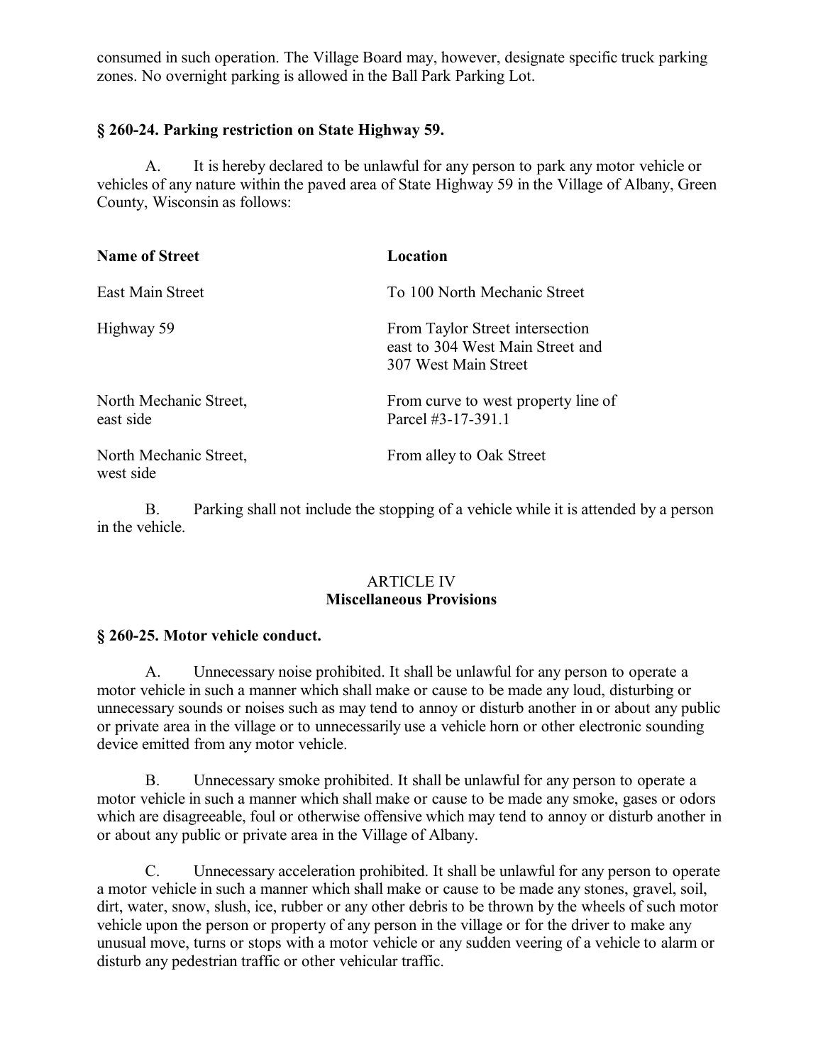consumed in such operation. The Village Board may, however, designate specific truck parking zones. No overnight parking is allowed in the Ball Park Parking Lot.

### § 260-24. Parking restriction on State Highway 59.

A. It is hereby declared to be unlawful for any person to park any motor vehicle or vehicles of any nature within the paved area of State Highway 59 in the Village of Albany, Green County, Wisconsin as follows:

| Name of Street | Location |
|---|---|
| East Main Street | To 100 North Mechanic Street |
| Highway 59 | From Taylor Street intersection east to 304 West Main Street and 307 West Main Street |
| North Mechanic Street, east side | From curve to west property line of Parcel #3-17-391.1 |
| North Mechanic Street, west side | From alley to Oak Street |

B. Parking shall not include the stopping of a vehicle while it is attended by a person in the vehicle.

## ARTICLE IV
## Miscellaneous Provisions

### § 260-25. Motor vehicle conduct.

A. Unnecessary noise prohibited. It shall be unlawful for any person to operate a motor vehicle in such a manner which shall make or cause to be made any loud, disturbing or unnecessary sounds or noises such as may tend to annoy or disturb another in or about any public or private area in the village or to unnecessarily use a vehicle horn or other electronic sounding device emitted from any motor vehicle.

B. Unnecessary smoke prohibited. It shall be unlawful for any person to operate a motor vehicle in such a manner which shall make or cause to be made any smoke, gases or odors which are disagreeable, foul or otherwise offensive which may tend to annoy or disturb another in or about any public or private area in the Village of Albany.

C. Unnecessary acceleration prohibited. It shall be unlawful for any person to operate a motor vehicle in such a manner which shall make or cause to be made any stones, gravel, soil, dirt, water, snow, slush, ice, rubber or any other debris to be thrown by the wheels of such motor vehicle upon the person or property of any person in the village or for the driver to make any unusual move, turns or stops with a motor vehicle or any sudden veering of a vehicle to alarm or disturb any pedestrian traffic or other vehicular traffic.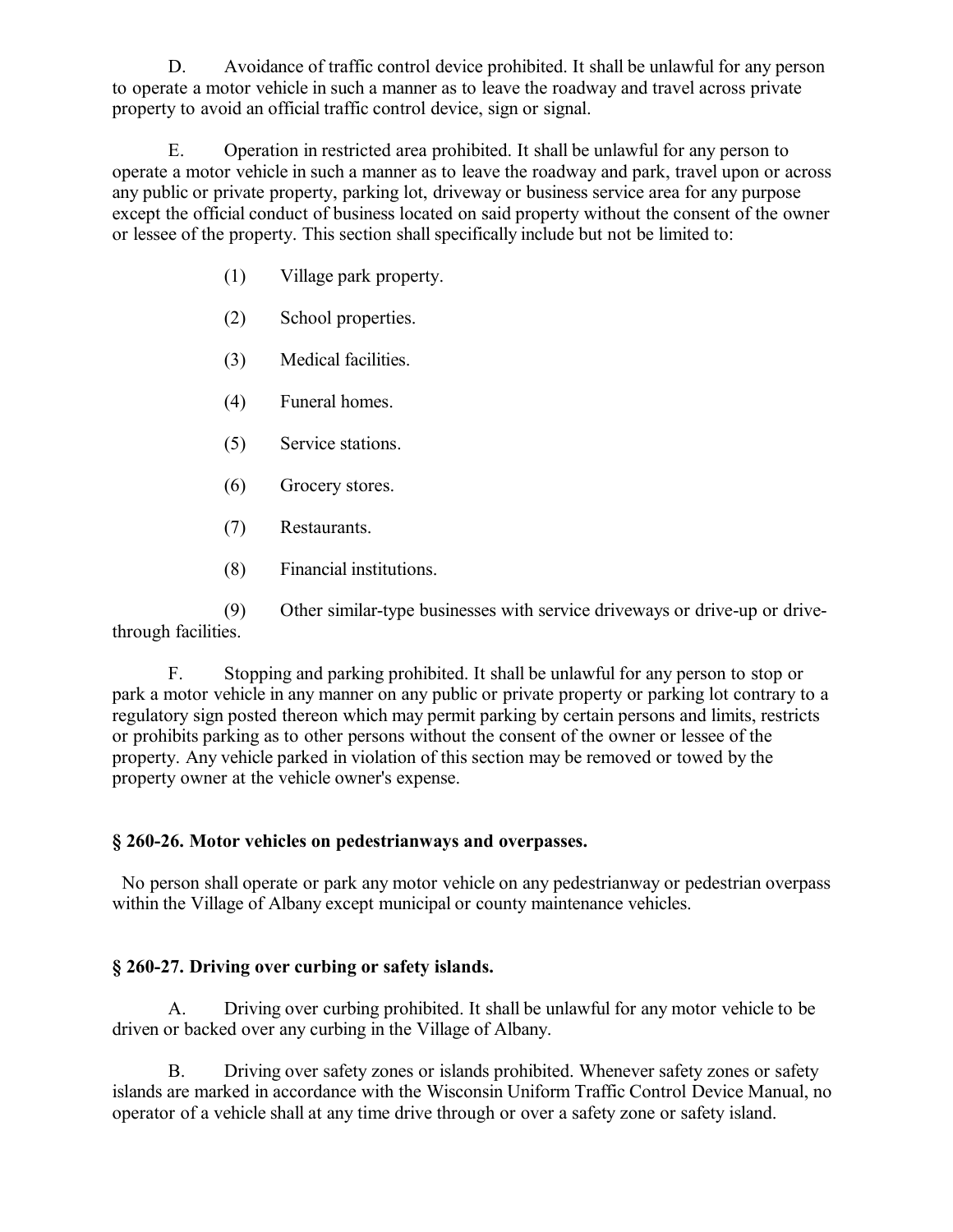D. Avoidance of traffic control device prohibited. It shall be unlawful for any person to operate a motor vehicle in such a manner as to leave the roadway and travel across private property to avoid an official traffic control device, sign or signal.

E. Operation in restricted area prohibited. It shall be unlawful for any person to operate a motor vehicle in such a manner as to leave the roadway and park, travel upon or across any public or private property, parking lot, driveway or business service area for any purpose except the official conduct of business located on said property without the consent of the owner or lessee of the property. This section shall specifically include but not be limited to:

(1) Village park property.

(2) School properties.

(3) Medical facilities.

(4) Funeral homes.

(5) Service stations.

(6) Grocery stores.

(7) Restaurants.

(8) Financial institutions.

(9) Other similar-type businesses with service driveways or drive-up or drive-through facilities.

F. Stopping and parking prohibited. It shall be unlawful for any person to stop or park a motor vehicle in any manner on any public or private property or parking lot contrary to a regulatory sign posted thereon which may permit parking by certain persons and limits, restricts or prohibits parking as to other persons without the consent of the owner or lessee of the property. Any vehicle parked in violation of this section may be removed or towed by the property owner at the vehicle owner's expense.

### § 260-26. Motor vehicles on pedestrianways and overpasses.

No person shall operate or park any motor vehicle on any pedestrianway or pedestrian overpass within the Village of Albany except municipal or county maintenance vehicles.

### § 260-27. Driving over curbing or safety islands.

A. Driving over curbing prohibited. It shall be unlawful for any motor vehicle to be driven or backed over any curbing in the Village of Albany.

B. Driving over safety zones or islands prohibited. Whenever safety zones or safety islands are marked in accordance with the Wisconsin Uniform Traffic Control Device Manual, no operator of a vehicle shall at any time drive through or over a safety zone or safety island.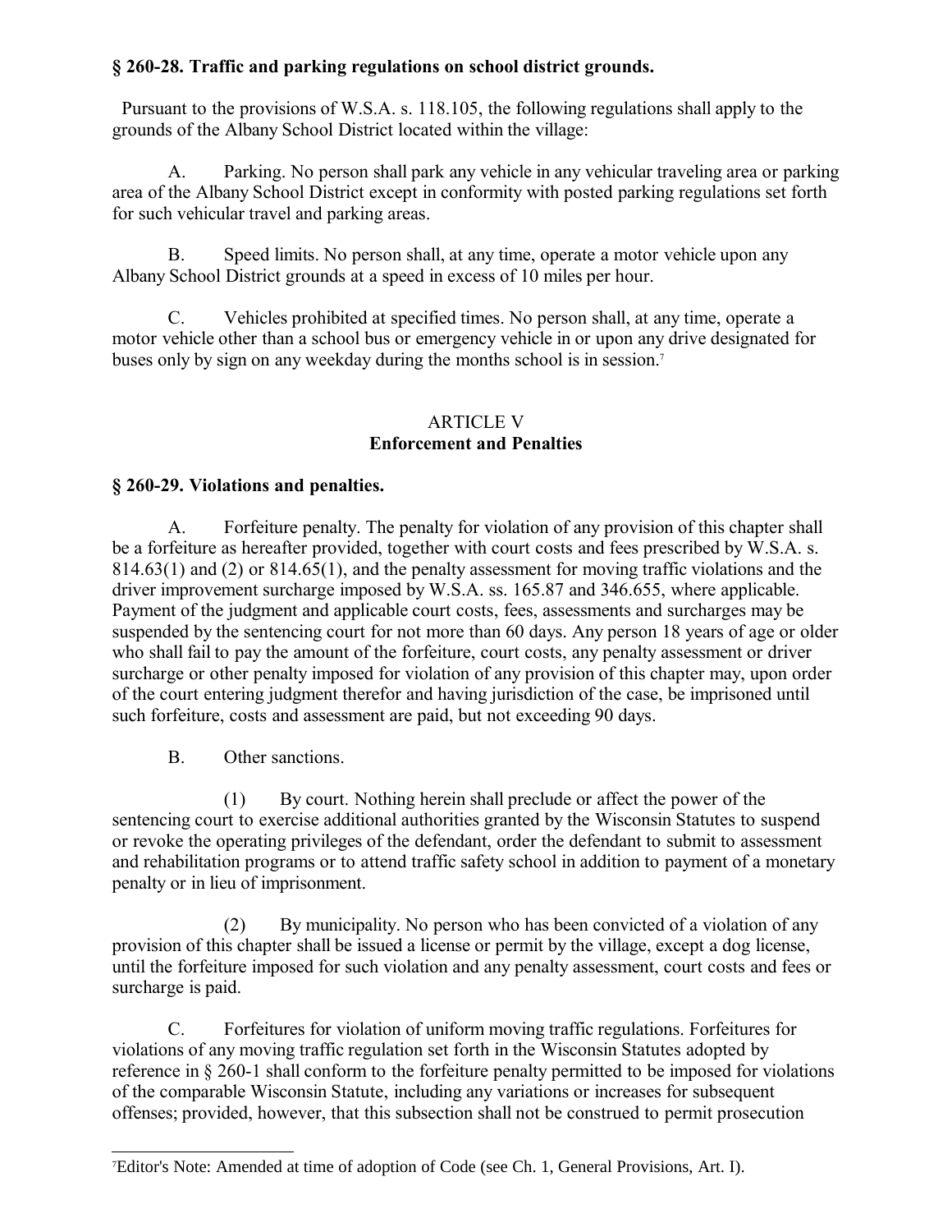### § 260-28. Traffic and parking regulations on school district grounds.

Pursuant to the provisions of W.S.A. s. 118.105, the following regulations shall apply to the grounds of the Albany School District located within the village:

A. Parking. No person shall park any vehicle in any vehicular traveling area or parking area of the Albany School District except in conformity with posted parking regulations set forth for such vehicular travel and parking areas.

B. Speed limits. No person shall, at any time, operate a motor vehicle upon any Albany School District grounds at a speed in excess of 10 miles per hour.

C. Vehicles prohibited at specified times. No person shall, at any time, operate a motor vehicle other than a school bus or emergency vehicle in or upon any drive designated for buses only by sign on any weekday during the months school is in session.[7]

## ARTICLE V
## Enforcement and Penalties

### § 260-29. Violations and penalties.

A. Forfeiture penalty. The penalty for violation of any provision of this chapter shall be a forfeiture as hereafter provided, together with court costs and fees prescribed by W.S.A. s. 814.63(1) and (2) or 814.65(1), and the penalty assessment for moving traffic violations and the driver improvement surcharge imposed by W.S.A. ss. 165.87 and 346.655, where applicable. Payment of the judgment and applicable court costs, fees, assessments and surcharges may be suspended by the sentencing court for not more than 60 days. Any person 18 years of age or older who shall fail to pay the amount of the forfeiture, court costs, any penalty assessment or driver surcharge or other penalty imposed for violation of any provision of this chapter may, upon order of the court entering judgment therefor and having jurisdiction of the case, be imprisoned until such forfeiture, costs and assessment are paid, but not exceeding 90 days.

B. Other sanctions.

(1) By court. Nothing herein shall preclude or affect the power of the sentencing court to exercise additional authorities granted by the Wisconsin Statutes to suspend or revoke the operating privileges of the defendant, order the defendant to submit to assessment and rehabilitation programs or to attend traffic safety school in addition to payment of a monetary penalty or in lieu of imprisonment.

(2) By municipality. No person who has been convicted of a violation of any provision of this chapter shall be issued a license or permit by the village, except a dog license, until the forfeiture imposed for such violation and any penalty assessment, court costs and fees or surcharge is paid.

C. Forfeitures for violation of uniform moving traffic regulations. Forfeitures for violations of any moving traffic regulation set forth in the Wisconsin Statutes adopted by reference in § 260-1 shall conform to the forfeiture penalty permitted to be imposed for violations of the comparable Wisconsin Statute, including any variations or increases for subsequent offenses; provided, however, that this subsection shall not be construed to permit prosecution

[7] Editor's Note: Amended at time of adoption of Code (see Ch. 1, General Provisions, Art. I).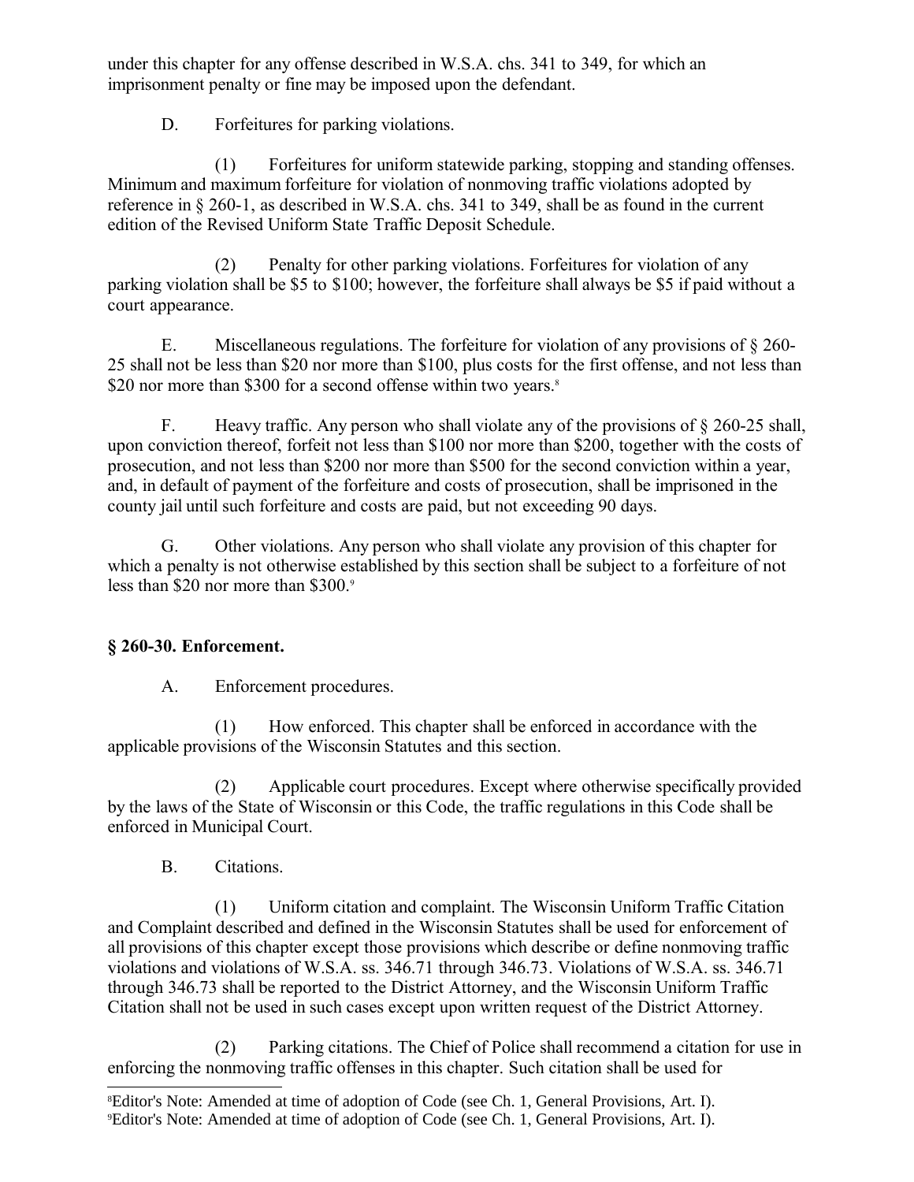under this chapter for any offense described in W.S.A. chs. 341 to 349, for which an imprisonment penalty or fine may be imposed upon the defendant.

D. Forfeitures for parking violations.

(1) Forfeitures for uniform statewide parking, stopping and standing offenses. Minimum and maximum forfeiture for violation of nonmoving traffic violations adopted by reference in § 260-1, as described in W.S.A. chs. 341 to 349, shall be as found in the current edition of the Revised Uniform State Traffic Deposit Schedule.

(2) Penalty for other parking violations. Forfeitures for violation of any parking violation shall be $5 to $100; however, the forfeiture shall always be $5 if paid without a court appearance.

E. Miscellaneous regulations. The forfeiture for violation of any provisions of § 260-25 shall not be less than $20 nor more than $100, plus costs for the first offense, and not less than $20 nor more than $300 for a second offense within two years.[8]

F. Heavy traffic. Any person who shall violate any of the provisions of § 260-25 shall, upon conviction thereof, forfeit not less than $100 nor more than $200, together with the costs of prosecution, and not less than $200 nor more than $500 for the second conviction within a year, and, in default of payment of the forfeiture and costs of prosecution, shall be imprisoned in the county jail until such forfeiture and costs are paid, but not exceeding 90 days.

G. Other violations. Any person who shall violate any provision of this chapter for which a penalty is not otherwise established by this section shall be subject to a forfeiture of not less than $20 nor more than $300.[9]

## § 260-30. Enforcement.

A. Enforcement procedures.

(1) How enforced. This chapter shall be enforced in accordance with the applicable provisions of the Wisconsin Statutes and this section.

(2) Applicable court procedures. Except where otherwise specifically provided by the laws of the State of Wisconsin or this Code, the traffic regulations in this Code shall be enforced in Municipal Court.

B. Citations.

(1) Uniform citation and complaint. The Wisconsin Uniform Traffic Citation and Complaint described and defined in the Wisconsin Statutes shall be used for enforcement of all provisions of this chapter except those provisions which describe or define nonmoving traffic violations and violations of W.S.A. ss. 346.71 through 346.73. Violations of W.S.A. ss. 346.71 through 346.73 shall be reported to the District Attorney, and the Wisconsin Uniform Traffic Citation shall not be used in such cases except upon written request of the District Attorney.

(2) Parking citations. The Chief of Police shall recommend a citation for use in enforcing the nonmoving traffic offenses in this chapter. Such citation shall be used for

---

[8] Editor's Note: Amended at time of adoption of Code (see Ch. 1, General Provisions, Art. I).

[9] Editor's Note: Amended at time of adoption of Code (see Ch. 1, General Provisions, Art. I).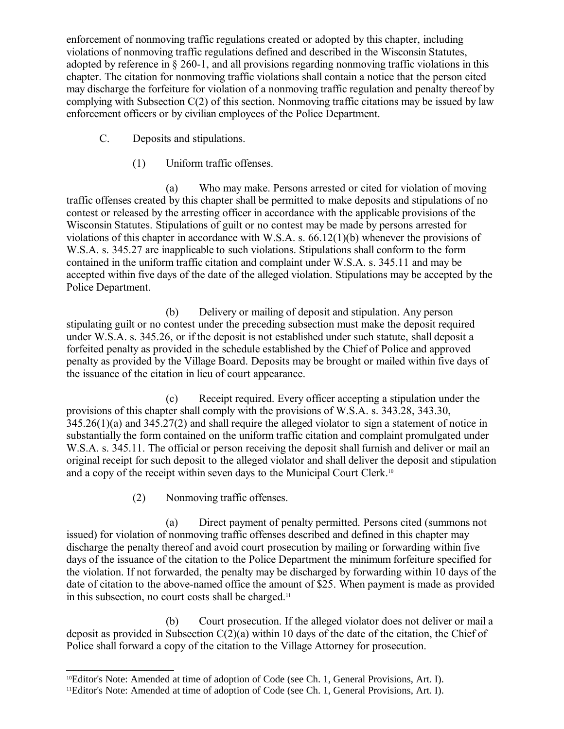enforcement of nonmoving traffic regulations created or adopted by this chapter, including violations of nonmoving traffic regulations defined and described in the Wisconsin Statutes, adopted by reference in § 260-1, and all provisions regarding nonmoving traffic violations in this chapter. The citation for nonmoving traffic violations shall contain a notice that the person cited may discharge the forfeiture for violation of a nonmoving traffic regulation and penalty thereof by complying with Subsection C(2) of this section. Nonmoving traffic citations may be issued by law enforcement officers or by civilian employees of the Police Department.

C. Deposits and stipulations.

(1) Uniform traffic offenses.

(a) Who may make. Persons arrested or cited for violation of moving traffic offenses created by this chapter shall be permitted to make deposits and stipulations of no contest or released by the arresting officer in accordance with the applicable provisions of the Wisconsin Statutes. Stipulations of guilt or no contest may be made by persons arrested for violations of this chapter in accordance with W.S.A. s. 66.12(1)(b) whenever the provisions of W.S.A. s. 345.27 are inapplicable to such violations. Stipulations shall conform to the form contained in the uniform traffic citation and complaint under W.S.A. s. 345.11 and may be accepted within five days of the date of the alleged violation. Stipulations may be accepted by the Police Department.

(b) Delivery or mailing of deposit and stipulation. Any person stipulating guilt or no contest under the preceding subsection must make the deposit required under W.S.A. s. 345.26, or if the deposit is not established under such statute, shall deposit a forfeited penalty as provided in the schedule established by the Chief of Police and approved penalty as provided by the Village Board. Deposits may be brought or mailed within five days of the issuance of the citation in lieu of court appearance.

(c) Receipt required. Every officer accepting a stipulation under the provisions of this chapter shall comply with the provisions of W.S.A. s. 343.28, 343.30, 345.26(1)(a) and 345.27(2) and shall require the alleged violator to sign a statement of notice in substantially the form contained on the uniform traffic citation and complaint promulgated under W.S.A. s. 345.11. The official or person receiving the deposit shall furnish and deliver or mail an original receipt for such deposit to the alleged violator and shall deliver the deposit and stipulation and a copy of the receipt within seven days to the Municipal Court Clerk.[10]

(2) Nonmoving traffic offenses.

(a) Direct payment of penalty permitted. Persons cited (summons not issued) for violation of nonmoving traffic offenses described and defined in this chapter may discharge the penalty thereof and avoid court prosecution by mailing or forwarding within five days of the issuance of the citation to the Police Department the minimum forfeiture specified for the violation. If not forwarded, the penalty may be discharged by forwarding within 10 days of the date of citation to the above-named office the amount of $25. When payment is made as provided in this subsection, no court costs shall be charged.[11]

(b) Court prosecution. If the alleged violator does not deliver or mail a deposit as provided in Subsection C(2)(a) within 10 days of the date of the citation, the Chief of Police shall forward a copy of the citation to the Village Attorney for prosecution.

---

[10] Editor's Note: Amended at time of adoption of Code (see Ch. 1, General Provisions, Art. I).

[11] Editor's Note: Amended at time of adoption of Code (see Ch. 1, General Provisions, Art. I).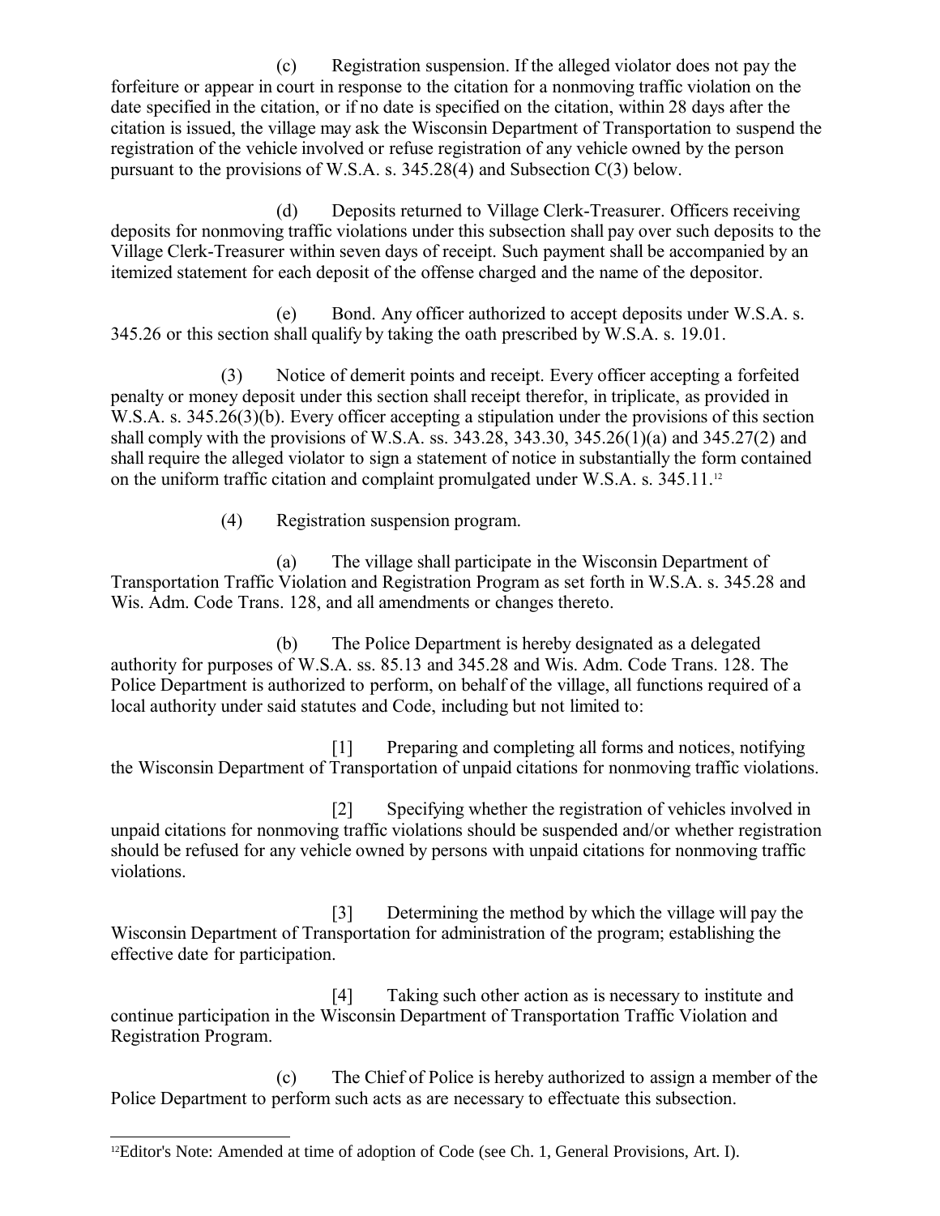(c) Registration suspension. If the alleged violator does not pay the forfeiture or appear in court in response to the citation for a nonmoving traffic violation on the date specified in the citation, or if no date is specified on the citation, within 28 days after the citation is issued, the village may ask the Wisconsin Department of Transportation to suspend the registration of the vehicle involved or refuse registration of any vehicle owned by the person pursuant to the provisions of W.S.A. s. 345.28(4) and Subsection C(3) below.

(d) Deposits returned to Village Clerk-Treasurer. Officers receiving deposits for nonmoving traffic violations under this subsection shall pay over such deposits to the Village Clerk-Treasurer within seven days of receipt. Such payment shall be accompanied by an itemized statement for each deposit of the offense charged and the name of the depositor.

(e) Bond. Any officer authorized to accept deposits under W.S.A. s. 345.26 or this section shall qualify by taking the oath prescribed by W.S.A. s. 19.01.

(3) Notice of demerit points and receipt. Every officer accepting a forfeited penalty or money deposit under this section shall receipt therefor, in triplicate, as provided in W.S.A. s. 345.26(3)(b). Every officer accepting a stipulation under the provisions of this section shall comply with the provisions of W.S.A. ss. 343.28, 343.30, 345.26(1)(a) and 345.27(2) and shall require the alleged violator to sign a statement of notice in substantially the form contained on the uniform traffic citation and complaint promulgated under W.S.A. s. 345.11.[12]

(4) Registration suspension program.

(a) The village shall participate in the Wisconsin Department of Transportation Traffic Violation and Registration Program as set forth in W.S.A. s. 345.28 and Wis. Adm. Code Trans. 128, and all amendments or changes thereto.

(b) The Police Department is hereby designated as a delegated authority for purposes of W.S.A. ss. 85.13 and 345.28 and Wis. Adm. Code Trans. 128. The Police Department is authorized to perform, on behalf of the village, all functions required of a local authority under said statutes and Code, including but not limited to:

[1] Preparing and completing all forms and notices, notifying the Wisconsin Department of Transportation of unpaid citations for nonmoving traffic violations.

[2] Specifying whether the registration of vehicles involved in unpaid citations for nonmoving traffic violations should be suspended and/or whether registration should be refused for any vehicle owned by persons with unpaid citations for nonmoving traffic violations.

[3] Determining the method by which the village will pay the Wisconsin Department of Transportation for administration of the program; establishing the effective date for participation.

[4] Taking such other action as is necessary to institute and continue participation in the Wisconsin Department of Transportation Traffic Violation and Registration Program.

(c) The Chief of Police is hereby authorized to assign a member of the Police Department to perform such acts as are necessary to effectuate this subsection.

---

[12] Editor's Note: Amended at time of adoption of Code (see Ch. 1, General Provisions, Art. I).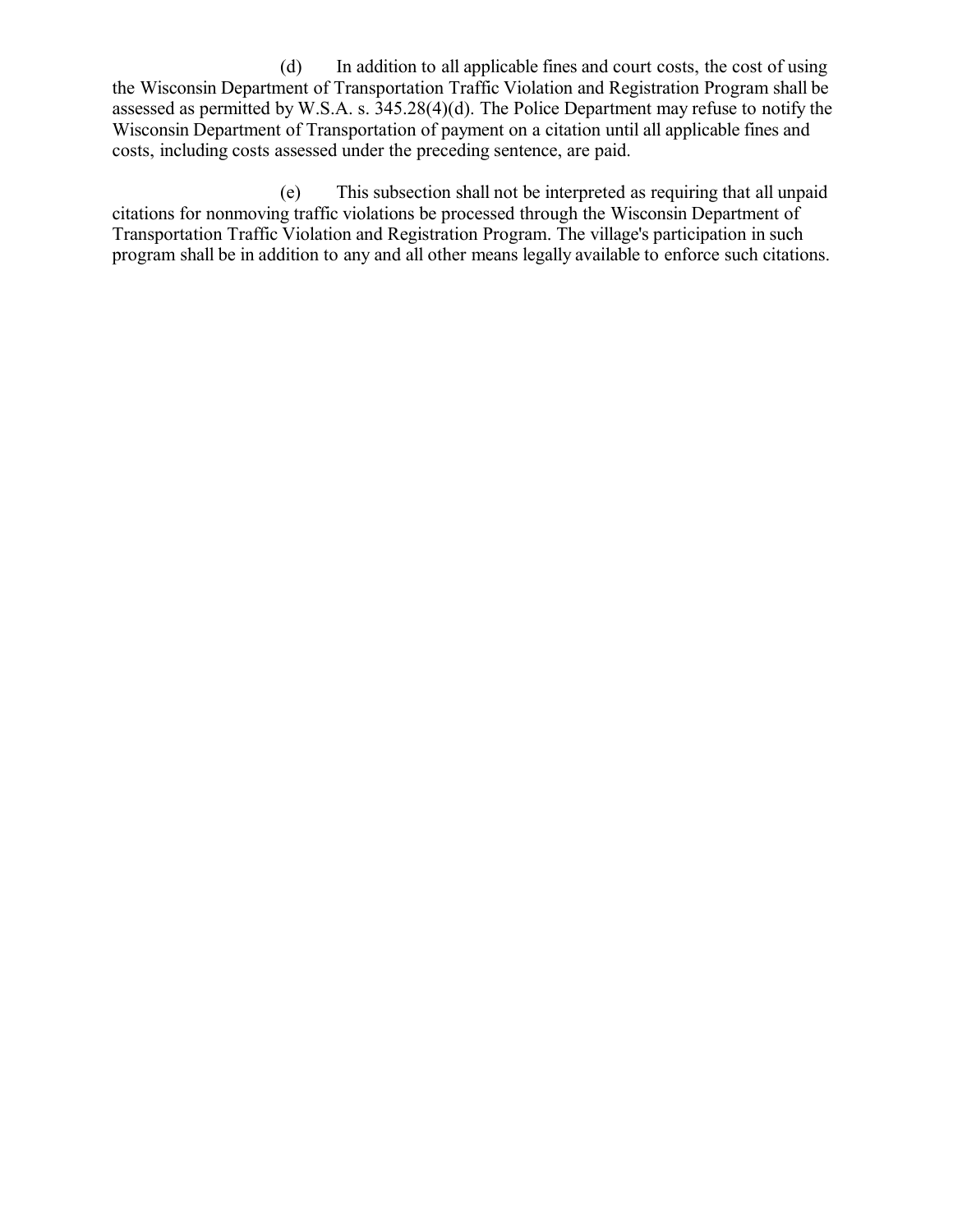(d) In addition to all applicable fines and court costs, the cost of using the Wisconsin Department of Transportation Traffic Violation and Registration Program shall be assessed as permitted by W.S.A. s. 345.28(4)(d). The Police Department may refuse to notify the Wisconsin Department of Transportation of payment on a citation until all applicable fines and costs, including costs assessed under the preceding sentence, are paid.

(e) This subsection shall not be interpreted as requiring that all unpaid citations for nonmoving traffic violations be processed through the Wisconsin Department of Transportation Traffic Violation and Registration Program. The village's participation in such program shall be in addition to any and all other means legally available to enforce such citations.